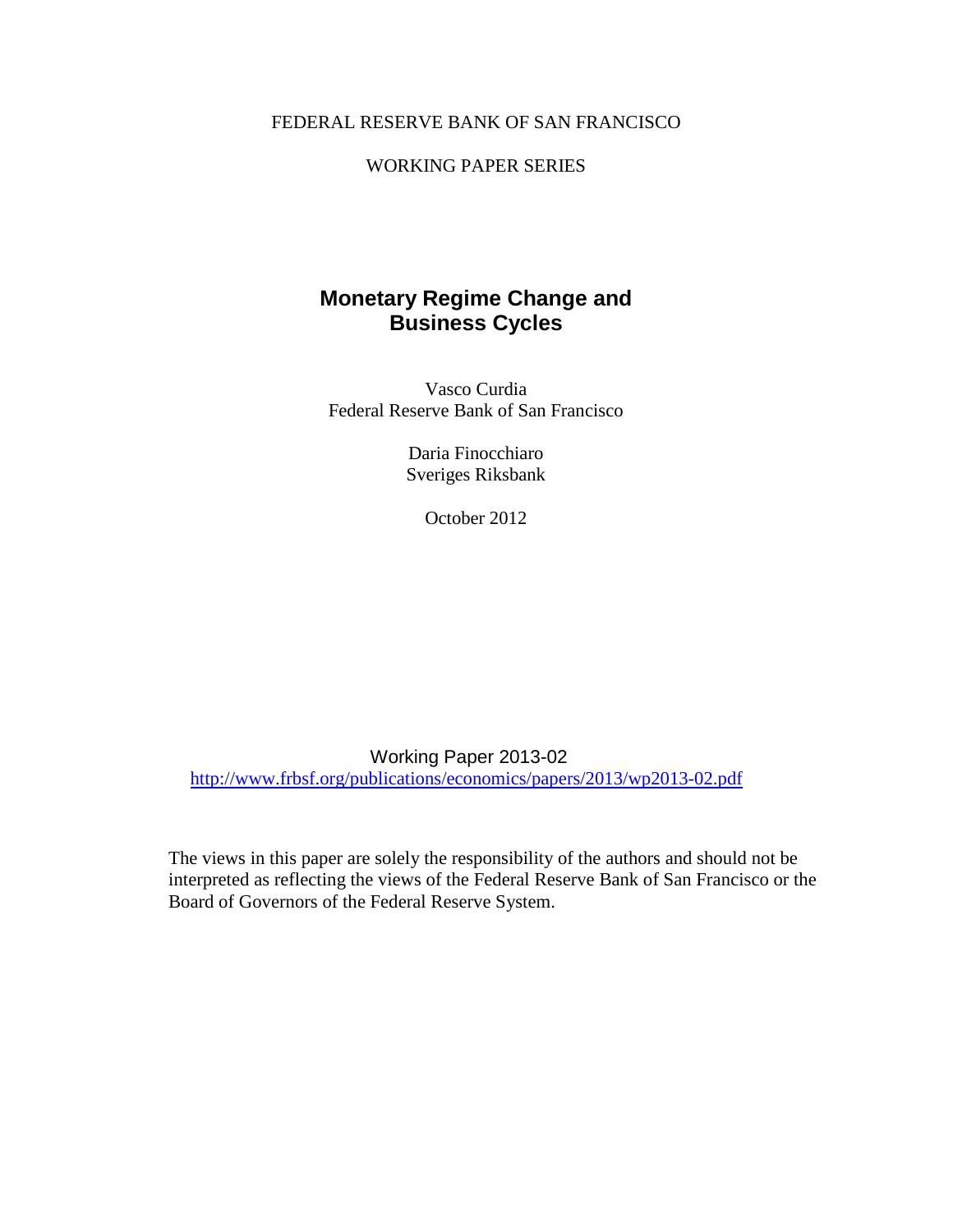FEDERAL RESERVE BANK OF SAN FRANCISCO

WORKING PAPER SERIES

# Monetary Regime Change and Business Cycles

Vasco Curdia
Federal Reserve Bank of San Francisco

Daria Finocchiaro
Sveriges Riksbank

October 2012

Working Paper 2013-02
http://www.frbsf.org/publications/economics/papers/2013/wp2013-02.pdf

The views in this paper are solely the responsibility of the authors and should not be interpreted as reflecting the views of the Federal Reserve Bank of San Francisco or the Board of Governors of the Federal Reserve System.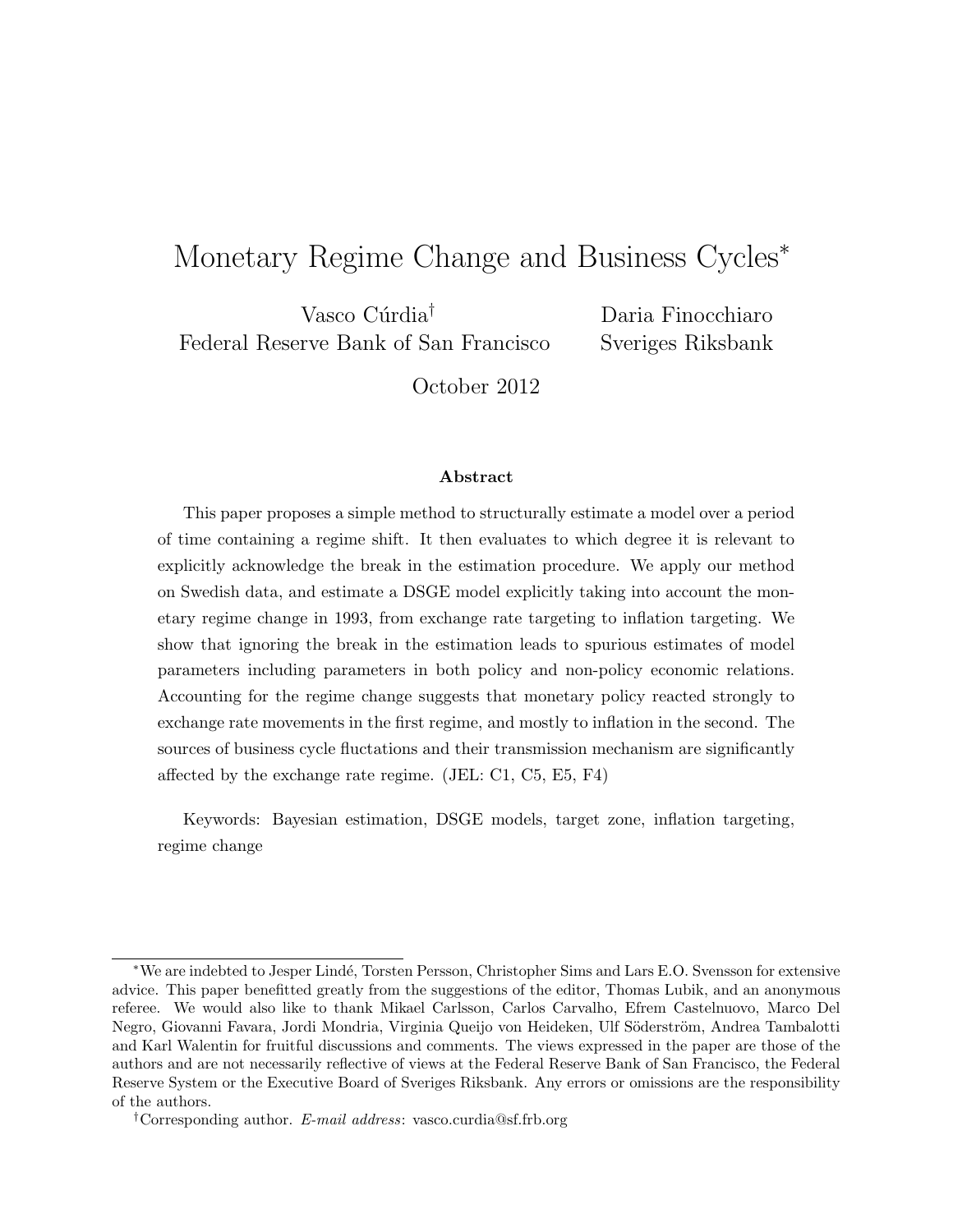# Monetary Regime Change and Business Cycles[*]

Vasco Cúrdia[†]
Federal Reserve Bank of San Francisco

Daria Finocchiaro
Sveriges Riksbank

October 2012

### Abstract

This paper proposes a simple method to structurally estimate a model over a period of time containing a regime shift. It then evaluates to which degree it is relevant to explicitly acknowledge the break in the estimation procedure. We apply our method on Swedish data, and estimate a DSGE model explicitly taking into account the monetary regime change in 1993, from exchange rate targeting to inflation targeting. We show that ignoring the break in the estimation leads to spurious estimates of model parameters including parameters in both policy and non-policy economic relations. Accounting for the regime change suggests that monetary policy reacted strongly to exchange rate movements in the first regime, and mostly to inflation in the second. The sources of business cycle fluctations and their transmission mechanism are significantly affected by the exchange rate regime. (JEL: C1, C5, E5, F4)

Keywords: Bayesian estimation, DSGE models, target zone, inflation targeting, regime change

---

[*] We are indebted to Jesper Lindé, Torsten Persson, Christopher Sims and Lars E.O. Svensson for extensive advice. This paper benefitted greatly from the suggestions of the editor, Thomas Lubik, and an anonymous referee. We would also like to thank Mikael Carlsson, Carlos Carvalho, Efrem Castelnuovo, Marco Del Negro, Giovanni Favara, Jordi Mondria, Virginia Queijo von Heideken, Ulf Söderström, Andrea Tambalotti and Karl Walentin for fruitful discussions and comments. The views expressed in the paper are those of the authors and are not necessarily reflective of views at the Federal Reserve Bank of San Francisco, the Federal Reserve System or the Executive Board of Sveriges Riksbank. Any errors or omissions are the responsibility of the authors.

[†] Corresponding author. *E-mail address*: vasco.curdia@sf.frb.org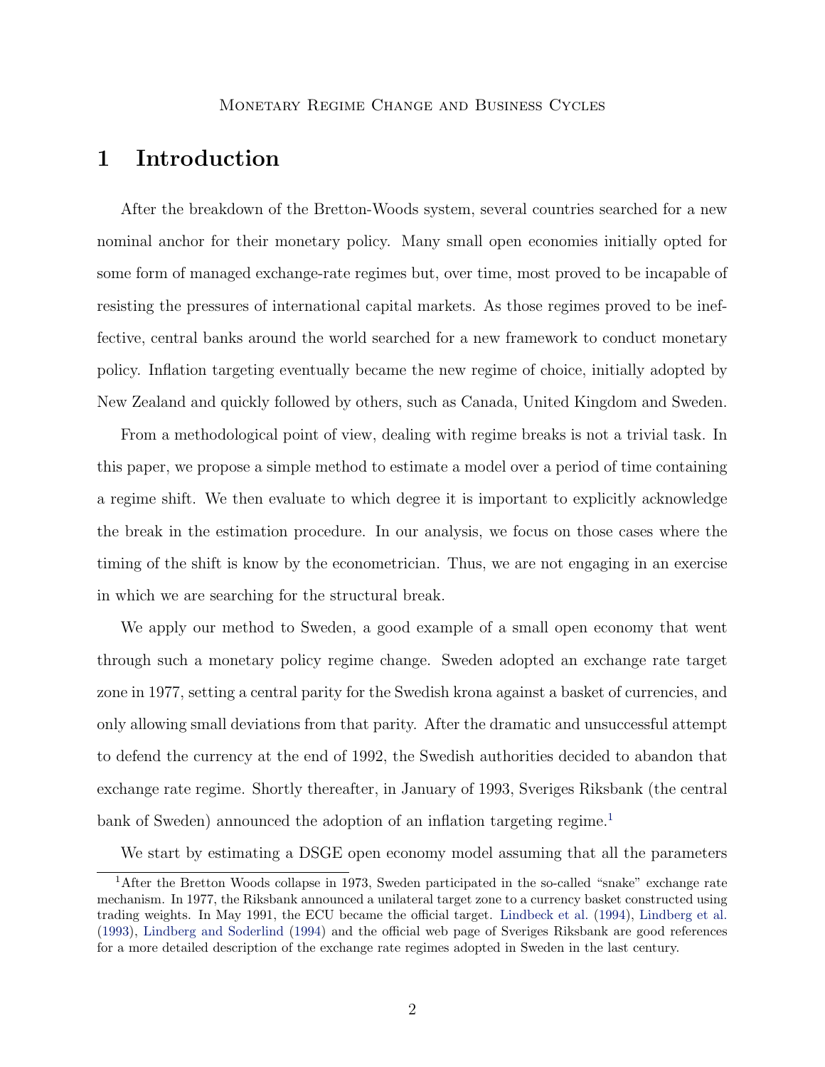# 1 Introduction

After the breakdown of the Bretton-Woods system, several countries searched for a new nominal anchor for their monetary policy. Many small open economies initially opted for some form of managed exchange-rate regimes but, over time, most proved to be incapable of resisting the pressures of international capital markets. As those regimes proved to be ineffective, central banks around the world searched for a new framework to conduct monetary policy. Inflation targeting eventually became the new regime of choice, initially adopted by New Zealand and quickly followed by others, such as Canada, United Kingdom and Sweden.

From a methodological point of view, dealing with regime breaks is not a trivial task. In this paper, we propose a simple method to estimate a model over a period of time containing a regime shift. We then evaluate to which degree it is important to explicitly acknowledge the break in the estimation procedure. In our analysis, we focus on those cases where the timing of the shift is know by the econometrician. Thus, we are not engaging in an exercise in which we are searching for the structural break.

We apply our method to Sweden, a good example of a small open economy that went through such a monetary policy regime change. Sweden adopted an exchange rate target zone in 1977, setting a central parity for the Swedish krona against a basket of currencies, and only allowing small deviations from that parity. After the dramatic and unsuccessful attempt to defend the currency at the end of 1992, the Swedish authorities decided to abandon that exchange rate regime. Shortly thereafter, in January of 1993, Sveriges Riksbank (the central bank of Sweden) announced the adoption of an inflation targeting regime.[1]

We start by estimating a DSGE open economy model assuming that all the parameters

[1] After the Bretton Woods collapse in 1973, Sweden participated in the so-called "snake" exchange rate mechanism. In 1977, the Riksbank announced a unilateral target zone to a currency basket constructed using trading weights. In May 1991, the ECU became the official target. Lindbeck et al. (1994), Lindberg et al. (1993), Lindberg and Soderlind (1994) and the official web page of Sveriges Riksbank are good references for a more detailed description of the exchange rate regimes adopted in Sweden in the last century.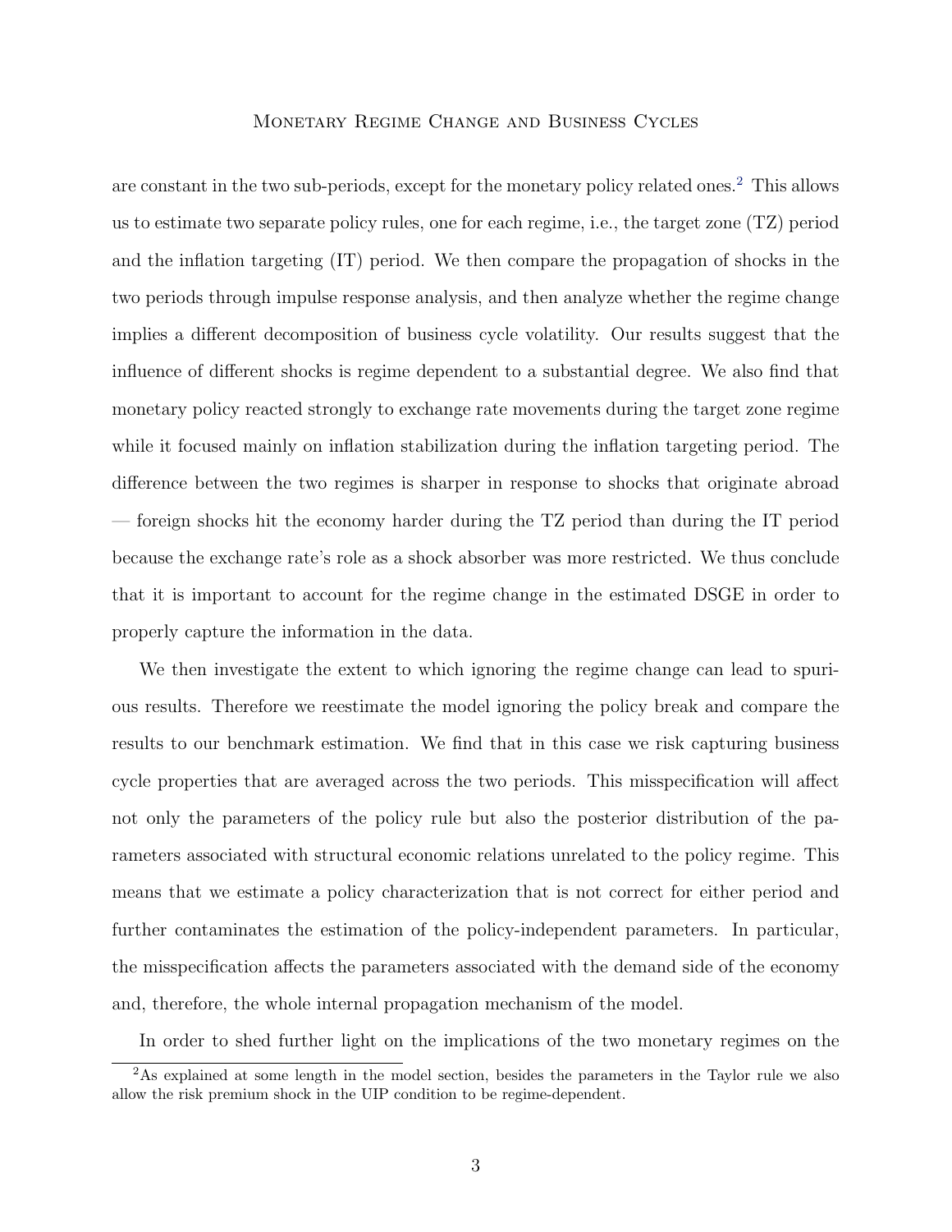are constant in the two sub-periods, except for the monetary policy related ones.[2] This allows us to estimate two separate policy rules, one for each regime, i.e., the target zone (TZ) period and the inflation targeting (IT) period. We then compare the propagation of shocks in the two periods through impulse response analysis, and then analyze whether the regime change implies a different decomposition of business cycle volatility. Our results suggest that the influence of different shocks is regime dependent to a substantial degree. We also find that monetary policy reacted strongly to exchange rate movements during the target zone regime while it focused mainly on inflation stabilization during the inflation targeting period. The difference between the two regimes is sharper in response to shocks that originate abroad — foreign shocks hit the economy harder during the TZ period than during the IT period because the exchange rate's role as a shock absorber was more restricted. We thus conclude that it is important to account for the regime change in the estimated DSGE in order to properly capture the information in the data.

We then investigate the extent to which ignoring the regime change can lead to spurious results. Therefore we reestimate the model ignoring the policy break and compare the results to our benchmark estimation. We find that in this case we risk capturing business cycle properties that are averaged across the two periods. This misspecification will affect not only the parameters of the policy rule but also the posterior distribution of the parameters associated with structural economic relations unrelated to the policy regime. This means that we estimate a policy characterization that is not correct for either period and further contaminates the estimation of the policy-independent parameters. In particular, the misspecification affects the parameters associated with the demand side of the economy and, therefore, the whole internal propagation mechanism of the model.

In order to shed further light on the implications of the two monetary regimes on the

[2] As explained at some length in the model section, besides the parameters in the Taylor rule we also allow the risk premium shock in the UIP condition to be regime-dependent.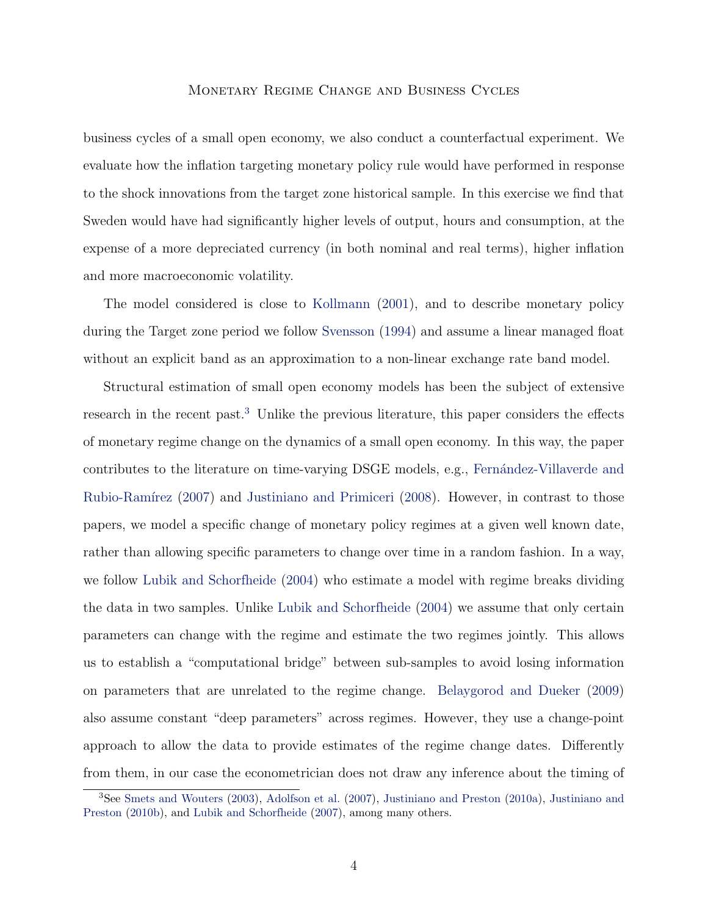business cycles of a small open economy, we also conduct a counterfactual experiment. We evaluate how the inflation targeting monetary policy rule would have performed in response to the shock innovations from the target zone historical sample. In this exercise we find that Sweden would have had significantly higher levels of output, hours and consumption, at the expense of a more depreciated currency (in both nominal and real terms), higher inflation and more macroeconomic volatility.

The model considered is close to Kollmann (2001), and to describe monetary policy during the Target zone period we follow Svensson (1994) and assume a linear managed float without an explicit band as an approximation to a non-linear exchange rate band model.

Structural estimation of small open economy models has been the subject of extensive research in the recent past.[3] Unlike the previous literature, this paper considers the effects of monetary regime change on the dynamics of a small open economy. In this way, the paper contributes to the literature on time-varying DSGE models, e.g., Fernández-Villaverde and Rubio-Ramírez (2007) and Justiniano and Primiceri (2008). However, in contrast to those papers, we model a specific change of monetary policy regimes at a given well known date, rather than allowing specific parameters to change over time in a random fashion. In a way, we follow Lubik and Schorfheide (2004) who estimate a model with regime breaks dividing the data in two samples. Unlike Lubik and Schorfheide (2004) we assume that only certain parameters can change with the regime and estimate the two regimes jointly. This allows us to establish a "computational bridge" between sub-samples to avoid losing information on parameters that are unrelated to the regime change. Belaygorod and Dueker (2009) also assume constant "deep parameters" across regimes. However, they use a change-point approach to allow the data to provide estimates of the regime change dates. Differently from them, in our case the econometrician does not draw any inference about the timing of

[3] See Smets and Wouters (2003), Adolfson et al. (2007), Justiniano and Preston (2010a), Justiniano and Preston (2010b), and Lubik and Schorfheide (2007), among many others.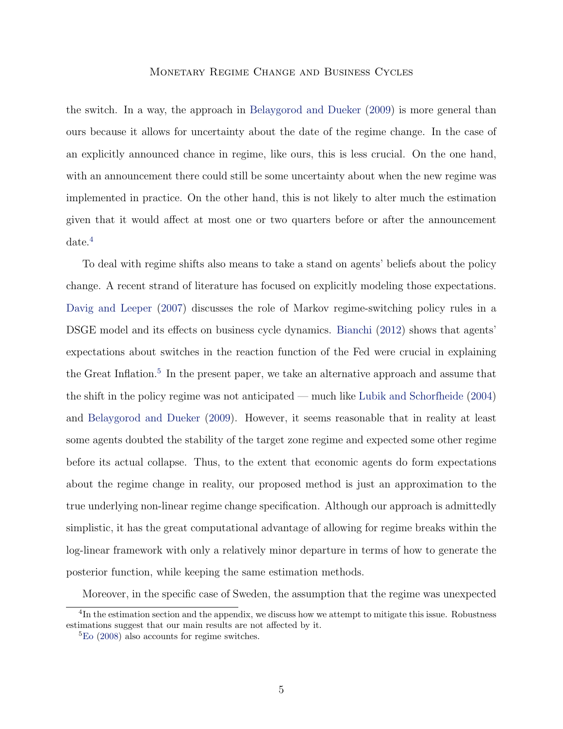the switch. In a way, the approach in Belaygorod and Dueker (2009) is more general than ours because it allows for uncertainty about the date of the regime change. In the case of an explicitly announced chance in regime, like ours, this is less crucial. On the one hand, with an announcement there could still be some uncertainty about when the new regime was implemented in practice. On the other hand, this is not likely to alter much the estimation given that it would affect at most one or two quarters before or after the announcement date.[4]

To deal with regime shifts also means to take a stand on agents' beliefs about the policy change. A recent strand of literature has focused on explicitly modeling those expectations. Davig and Leeper (2007) discusses the role of Markov regime-switching policy rules in a DSGE model and its effects on business cycle dynamics. Bianchi (2012) shows that agents' expectations about switches in the reaction function of the Fed were crucial in explaining the Great Inflation.[5] In the present paper, we take an alternative approach and assume that the shift in the policy regime was not anticipated — much like Lubik and Schorfheide (2004) and Belaygorod and Dueker (2009). However, it seems reasonable that in reality at least some agents doubted the stability of the target zone regime and expected some other regime before its actual collapse. Thus, to the extent that economic agents do form expectations about the regime change in reality, our proposed method is just an approximation to the true underlying non-linear regime change specification. Although our approach is admittedly simplistic, it has the great computational advantage of allowing for regime breaks within the log-linear framework with only a relatively minor departure in terms of how to generate the posterior function, while keeping the same estimation methods.

Moreover, in the specific case of Sweden, the assumption that the regime was unexpected

[4] In the estimation section and the appendix, we discuss how we attempt to mitigate this issue. Robustness estimations suggest that our main results are not affected by it.

[5] Eo (2008) also accounts for regime switches.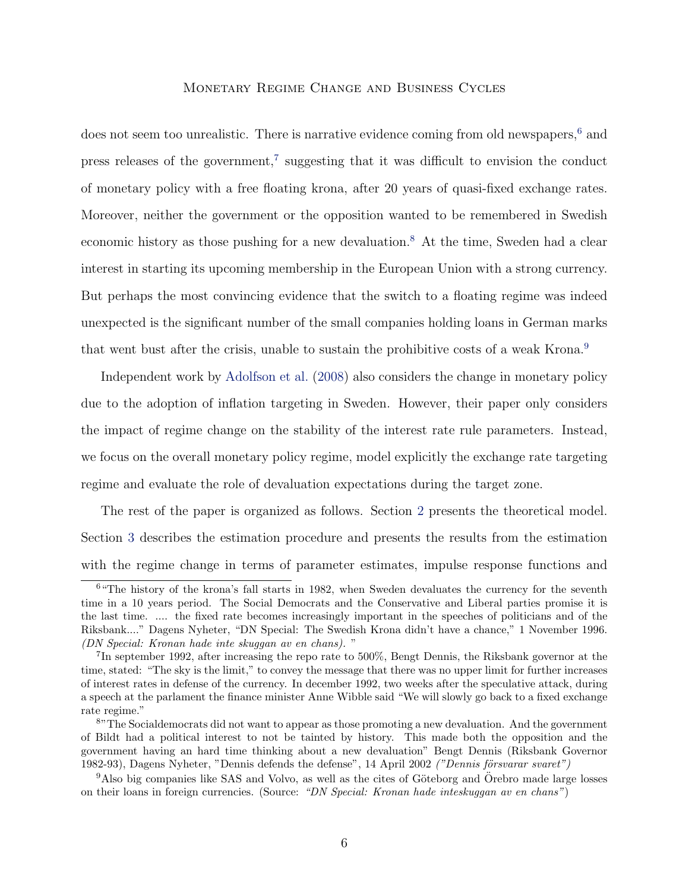does not seem too unrealistic. There is narrative evidence coming from old newspapers,[6] and press releases of the government,[7] suggesting that it was difficult to envision the conduct of monetary policy with a free floating krona, after 20 years of quasi-fixed exchange rates. Moreover, neither the government or the opposition wanted to be remembered in Swedish economic history as those pushing for a new devaluation.[8] At the time, Sweden had a clear interest in starting its upcoming membership in the European Union with a strong currency. But perhaps the most convincing evidence that the switch to a floating regime was indeed unexpected is the significant number of the small companies holding loans in German marks that went bust after the crisis, unable to sustain the prohibitive costs of a weak Krona.[9]

Independent work by Adolfson et al. (2008) also considers the change in monetary policy due to the adoption of inflation targeting in Sweden. However, their paper only considers the impact of regime change on the stability of the interest rate rule parameters. Instead, we focus on the overall monetary policy regime, model explicitly the exchange rate targeting regime and evaluate the role of devaluation expectations during the target zone.

The rest of the paper is organized as follows. Section 2 presents the theoretical model. Section 3 describes the estimation procedure and presents the results from the estimation with the regime change in terms of parameter estimates, impulse response functions and

---

[6] "The history of the krona's fall starts in 1982, when Sweden devaluates the currency for the seventh time in a 10 years period. The Social Democrats and the Conservative and Liberal parties promise it is the last time. .... the fixed rate becomes increasingly important in the speeches of politicians and of the Riksbank...." Dagens Nyheter, "DN Special: The Swedish Krona didn't have a chance," 1 November 1996. *(DN Special: Kronan hade inte skuggan av en chans).* "

[7] In september 1992, after increasing the repo rate to 500%, Bengt Dennis, the Riksbank governor at the time, stated: "The sky is the limit," to convey the message that there was no upper limit for further increases of interest rates in defense of the currency. In december 1992, two weeks after the speculative attack, during a speech at the parlament the finance minister Anne Wibble said "We will slowly go back to a fixed exchange rate regime."

[8] "The Socialdemocrats did not want to appear as those promoting a new devaluation. And the government of Bildt had a political interest to not be tainted by history. This made both the opposition and the government having an hard time thinking about a new devaluation" Bengt Dennis (Riksbank Governor 1982-93), Dagens Nyheter, "Dennis defends the defense", 14 April 2002 *("Dennis försvarar svaret")*

[9] Also big companies like SAS and Volvo, as well as the cites of Göteborg and Örebro made large losses on their loans in foreign currencies. (Source: *"DN Special: Kronan hade inteskuggan av en chans"*)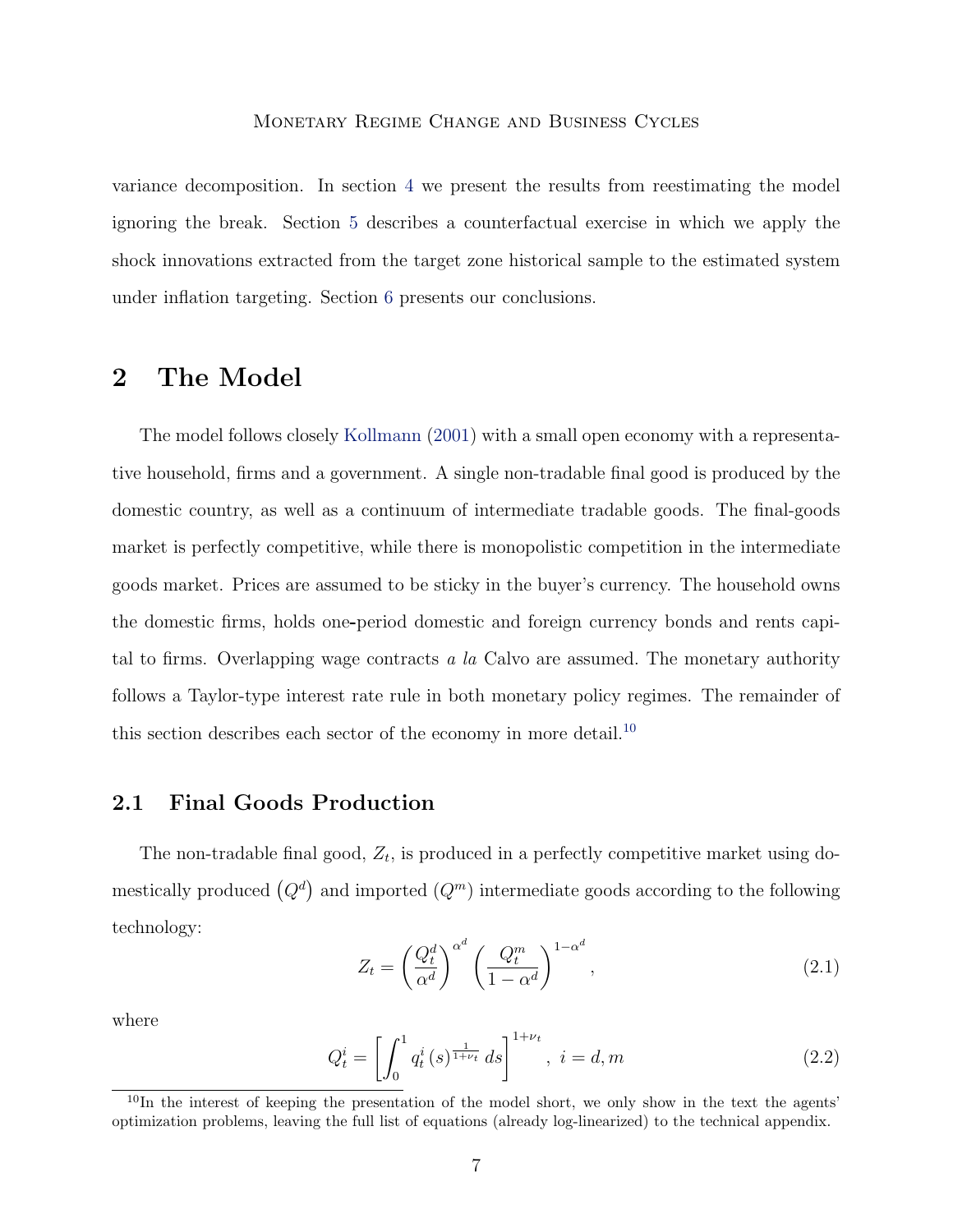variance decomposition. In section 4 we present the results from reestimating the model ignoring the break. Section 5 describes a counterfactual exercise in which we apply the shock innovations extracted from the target zone historical sample to the estimated system under inflation targeting. Section 6 presents our conclusions.

# 2 The Model

The model follows closely Kollmann (2001) with a small open economy with a representative household, firms and a government. A single non-tradable final good is produced by the domestic country, as well as a continuum of intermediate tradable goods. The final-goods market is perfectly competitive, while there is monopolistic competition in the intermediate goods market. Prices are assumed to be sticky in the buyer's currency. The household owns the domestic firms, holds one-period domestic and foreign currency bonds and rents capital to firms. Overlapping wage contracts *a la* Calvo are assumed. The monetary authority follows a Taylor-type interest rate rule in both monetary policy regimes. The remainder of this section describes each sector of the economy in more detail.[10]

## 2.1 Final Goods Production

The non-tradable final good, $Z_t$, is produced in a perfectly competitive market using domestically produced $\left(Q^d\right)$ and imported $\left(Q^m\right)$ intermediate goods according to the following technology:

$$Z_t = \left(\frac{Q_t^d}{\alpha^d}\right)^{\alpha^d} \left(\frac{Q_t^m}{1-\alpha^d}\right)^{1-\alpha^d}, \tag{2.1}$$

where

$$Q_t^i = \left[\int_0^1 q_t^i\left(s\right)^{\frac{1}{1+\nu_t}} ds\right]^{1+\nu_t}, \; i = d, m \tag{2.2}$$

[10] In the interest of keeping the presentation of the model short, we only show in the text the agents' optimization problems, leaving the full list of equations (already log-linearized) to the technical appendix.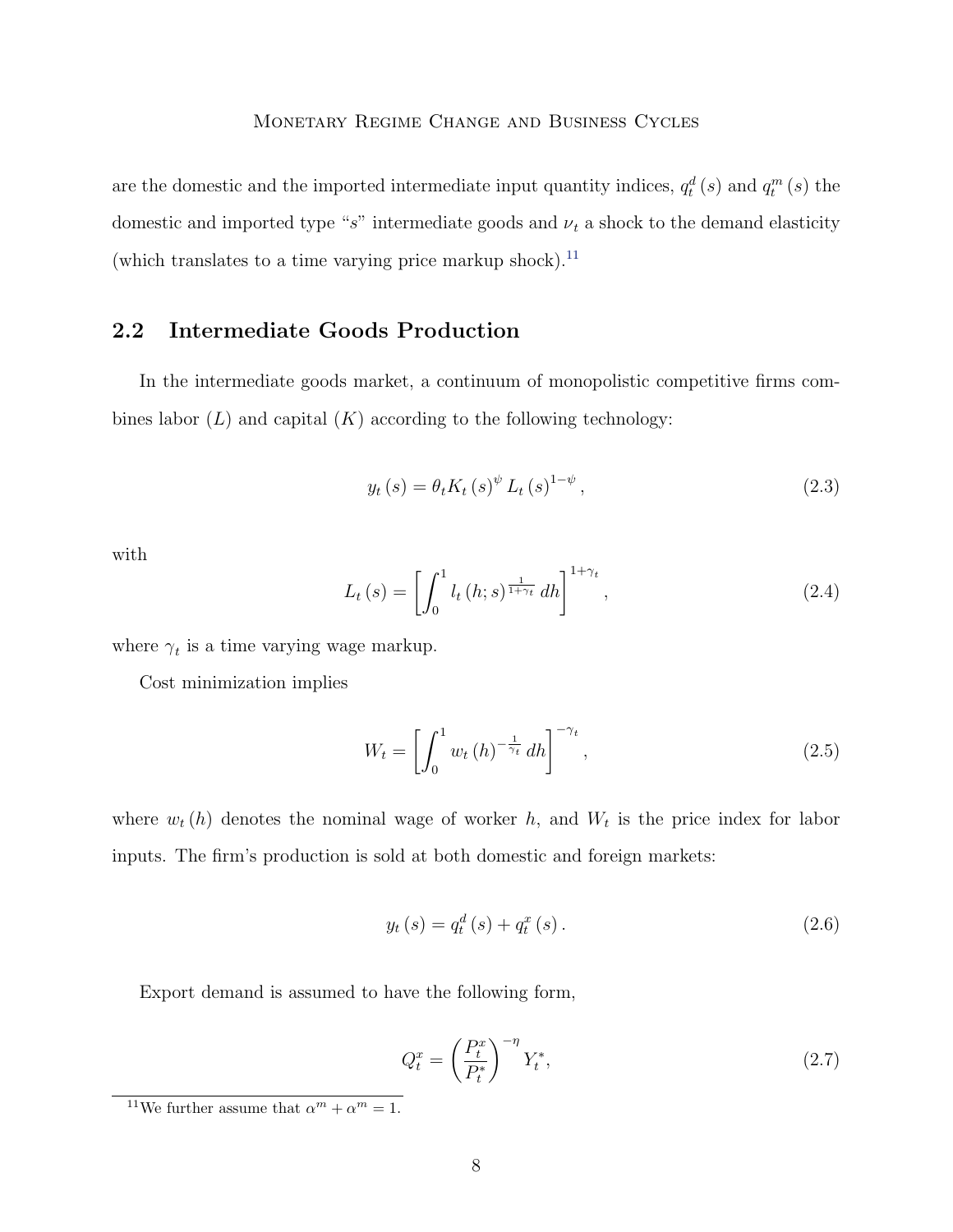are the domestic and the imported intermediate input quantity indices, $q_t^d(s)$ and $q_t^m(s)$ the domestic and imported type "$s$" intermediate goods and $\nu_t$ a shock to the demand elasticity (which translates to a time varying price markup shock).[11]

## 2.2 Intermediate Goods Production

In the intermediate goods market, a continuum of monopolistic competitive firms combines labor ($L$) and capital ($K$) according to the following technology:

$$y_t(s) = \theta_t K_t(s)^{\psi} L_t(s)^{1-\psi}, \tag{2.3}$$

with

$$L_t(s) = \left[ \int_0^1 l_t(h; s)^{\frac{1}{1+\gamma_t}} dh \right]^{1+\gamma_t}, \tag{2.4}$$

where $\gamma_t$ is a time varying wage markup.

Cost minimization implies

$$W_t = \left[ \int_0^1 w_t(h)^{-\frac{1}{\gamma_t}} dh \right]^{-\gamma_t}, \tag{2.5}$$

where $w_t(h)$ denotes the nominal wage of worker $h$, and $W_t$ is the price index for labor inputs. The firm's production is sold at both domestic and foreign markets:

$$y_t(s) = q_t^d(s) + q_t^x(s). \tag{2.6}$$

Export demand is assumed to have the following form,

$$Q_t^x = \left( \frac{P_t^x}{P_t^*} \right)^{-\eta} Y_t^*, \tag{2.7}$$

[11] We further assume that $\alpha^m + \alpha^m = 1$.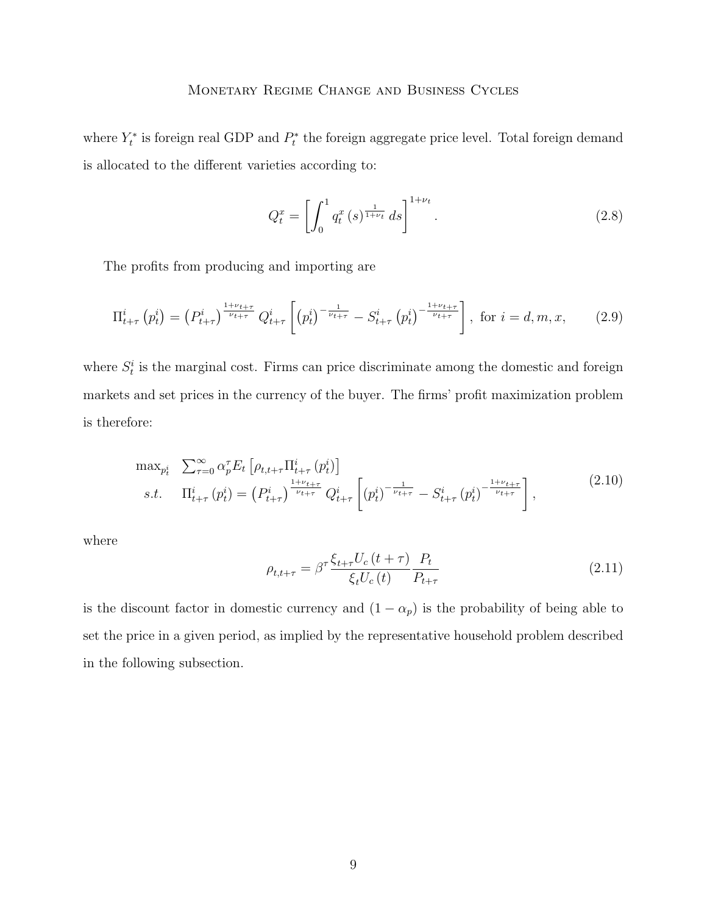where $Y_t^*$ is foreign real GDP and $P_t^*$ the foreign aggregate price level. Total foreign demand is allocated to the different varieties according to:

$$Q_t^x = \left[ \int_0^1 q_t^x (s)^{\frac{1}{1+\nu_t}} ds \right]^{1+\nu_t}. \tag{2.8}$$

The profits from producing and importing are

$$\Pi_{t+\tau}^i \left(p_t^i\right) = \left(P_{t+\tau}^i\right)^{\frac{1+\nu_{t+\tau}}{\nu_{t+\tau}}} Q_{t+\tau}^i \left[ \left(p_t^i\right)^{-\frac{1}{\nu_{t+\tau}}} - S_{t+\tau}^i \left(p_t^i\right)^{-\frac{1+\nu_{t+\tau}}{\nu_{t+\tau}}} \right], \text{ for } i = d, m, x, \tag{2.9}$$

where $S_t^i$ is the marginal cost. Firms can price discriminate among the domestic and foreign markets and set prices in the currency of the buyer. The firms' profit maximization problem is therefore:

$$\begin{array}{ll} \max_{p_t^i} & \sum_{\tau=0}^{\infty} \alpha_p^{\tau} E_t \left[ \rho_{t,t+\tau} \Pi_{t+\tau}^i \left(p_t^i\right) \right] \\ s.t. & \Pi_{t+\tau}^i \left(p_t^i\right) = \left(P_{t+\tau}^i\right)^{\frac{1+\nu_{t+\tau}}{\nu_{t+\tau}}} Q_{t+\tau}^i \left[ \left(p_t^i\right)^{-\frac{1}{\nu_{t+\tau}}} - S_{t+\tau}^i \left(p_t^i\right)^{-\frac{1+\nu_{t+\tau}}{\nu_{t+\tau}}} \right], \end{array} \tag{2.10}$$

where

$$\rho_{t,t+\tau} = \beta^{\tau} \frac{\xi_{t+\tau} U_c (t+\tau)}{\xi_t U_c (t)} \frac{P_t}{P_{t+\tau}} \tag{2.11}$$

is the discount factor in domestic currency and $(1 - \alpha_p)$ is the probability of being able to set the price in a given period, as implied by the representative household problem described in the following subsection.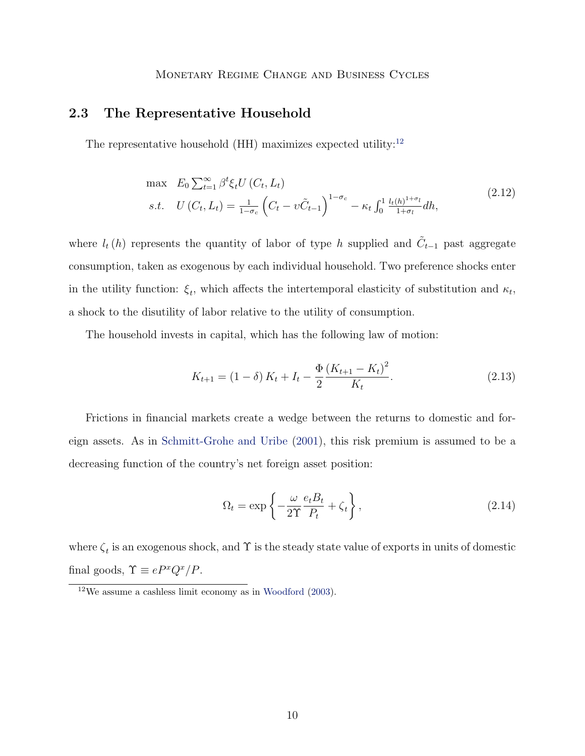## 2.3 The Representative Household

The representative household (HH) maximizes expected utility:[12]

$$
\begin{array}{ll}
\max & E_0 \sum_{t=1}^{\infty} \beta^t \xi_t U(C_t, L_t) \\
s.t. & U(C_t, L_t) = \frac{1}{1-\sigma_c}\left(C_t - \upsilon \tilde{C}_{t-1}\right)^{1-\sigma_c} - \kappa_t \int_0^1 \frac{l_t(h)^{1+\sigma_l}}{1+\sigma_l} dh,
\end{array}
\tag{2.12}
$$

where $l_t(h)$ represents the quantity of labor of type $h$ supplied and $\tilde{C}_{t-1}$ past aggregate consumption, taken as exogenous by each individual household. Two preference shocks enter in the utility function: $\xi_t$, which affects the intertemporal elasticity of substitution and $\kappa_t$, a shock to the disutility of labor relative to the utility of consumption.

The household invests in capital, which has the following law of motion:

$$
K_{t+1} = (1-\delta) K_t + I_t - \frac{\Phi}{2} \frac{(K_{t+1} - K_t)^2}{K_t}. \tag{2.13}
$$

Frictions in financial markets create a wedge between the returns to domestic and foreign assets. As in Schmitt-Grohe and Uribe (2001), this risk premium is assumed to be a decreasing function of the country's net foreign asset position:

$$
\Omega_t = \exp\left\{ -\frac{\omega}{2\Upsilon} \frac{e_t B_t}{P_t} + \zeta_t \right\}, \tag{2.14}
$$

where $\zeta_t$ is an exogenous shock, and $\Upsilon$ is the steady state value of exports in units of domestic final goods, $\Upsilon \equiv eP^x Q^x / P$.

[12] We assume a cashless limit economy as in Woodford (2003).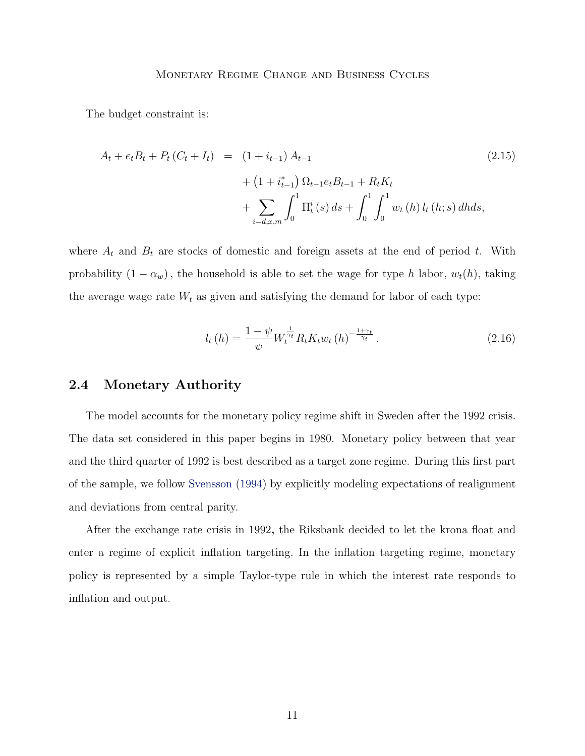The budget constraint is:

$$
\begin{aligned}
A_t + e_t B_t + P_t \left(C_t + I_t\right) &= \left(1 + i_{t-1}\right) A_{t-1} \\
&\quad + \left(1 + i^*_{t-1}\right) \Omega_{t-1} e_t B_{t-1} + R_t K_t \\
&\quad + \sum_{i=d,x,m} \int_0^1 \Pi^i_t \left(s\right) ds + \int_0^1 \int_0^1 w_t \left(h\right) l_t \left(h; s\right) dh ds,
\end{aligned} \tag{2.15}
$$

where $A_t$ and $B_t$ are stocks of domestic and foreign assets at the end of period $t$. With probability $(1 - \alpha_w)$, the household is able to set the wage for type $h$ labor, $w_t(h)$, taking the average wage rate $W_t$ as given and satisfying the demand for labor of each type:

$$
l_t \left(h\right) = \frac{1 - \psi}{\psi} W_t^{\frac{1}{\gamma_t}} R_t K_t w_t \left(h\right)^{-\frac{1+\gamma_t}{\gamma_t}}. \tag{2.16}
$$

## 2.4 Monetary Authority

The model accounts for the monetary policy regime shift in Sweden after the 1992 crisis. The data set considered in this paper begins in 1980. Monetary policy between that year and the third quarter of 1992 is best described as a target zone regime. During this first part of the sample, we follow Svensson (1994) by explicitly modeling expectations of realignment and deviations from central parity.

After the exchange rate crisis in 1992, the Riksbank decided to let the krona float and enter a regime of explicit inflation targeting. In the inflation targeting regime, monetary policy is represented by a simple Taylor-type rule in which the interest rate responds to inflation and output.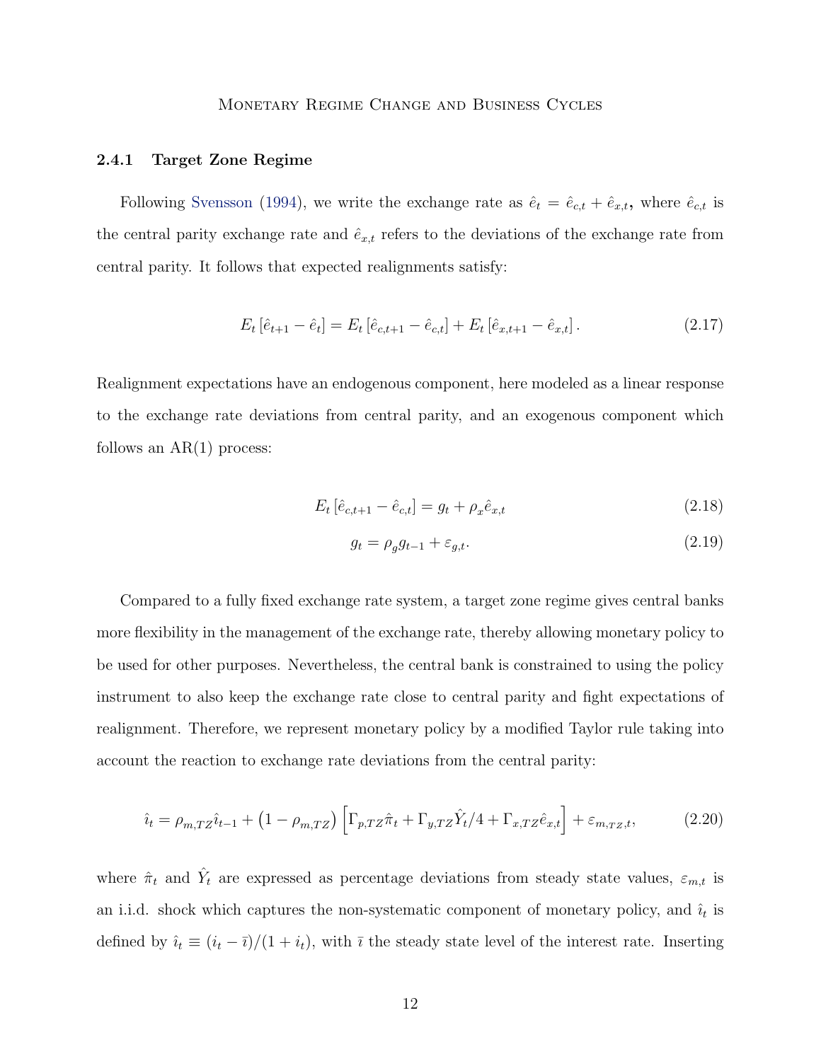### 2.4.1 Target Zone Regime

Following Svensson (1994), we write the exchange rate as $\hat{e}_t = \hat{e}_{c,t} + \hat{e}_{x,t}$, where $\hat{e}_{c,t}$ is the central parity exchange rate and $\hat{e}_{x,t}$ refers to the deviations of the exchange rate from central parity. It follows that expected realignments satisfy:

$$E_t\left[\hat{e}_{t+1} - \hat{e}_t\right] = E_t\left[\hat{e}_{c,t+1} - \hat{e}_{c,t}\right] + E_t\left[\hat{e}_{x,t+1} - \hat{e}_{x,t}\right]. \tag{2.17}$$

Realignment expectations have an endogenous component, here modeled as a linear response to the exchange rate deviations from central parity, and an exogenous component which follows an AR(1) process:

$$E_t\left[\hat{e}_{c,t+1} - \hat{e}_{c,t}\right] = g_t + \rho_x \hat{e}_{x,t} \tag{2.18}$$

$$g_t = \rho_g g_{t-1} + \varepsilon_{g,t}. \tag{2.19}$$

Compared to a fully fixed exchange rate system, a target zone regime gives central banks more flexibility in the management of the exchange rate, thereby allowing monetary policy to be used for other purposes. Nevertheless, the central bank is constrained to using the policy instrument to also keep the exchange rate close to central parity and fight expectations of realignment. Therefore, we represent monetary policy by a modified Taylor rule taking into account the reaction to exchange rate deviations from the central parity:

$$\hat{\imath}_t = \rho_{m,TZ}\hat{\imath}_{t-1} + \left(1 - \rho_{m,TZ}\right)\left[\Gamma_{p,TZ}\hat{\pi}_t + \Gamma_{y,TZ}\hat{Y}_t/4 + \Gamma_{x,TZ}\hat{e}_{x,t}\right] + \varepsilon_{m,TZ,t}, \tag{2.20}$$

where $\hat{\pi}_t$ and $\hat{Y}_t$ are expressed as percentage deviations from steady state values, $\varepsilon_{m,t}$ is an i.i.d. shock which captures the non-systematic component of monetary policy, and $\hat{\imath}_t$ is defined by $\hat{\imath}_t \equiv (i_t - \bar{\imath})/(1 + i_t)$, with $\bar{\imath}$ the steady state level of the interest rate. Inserting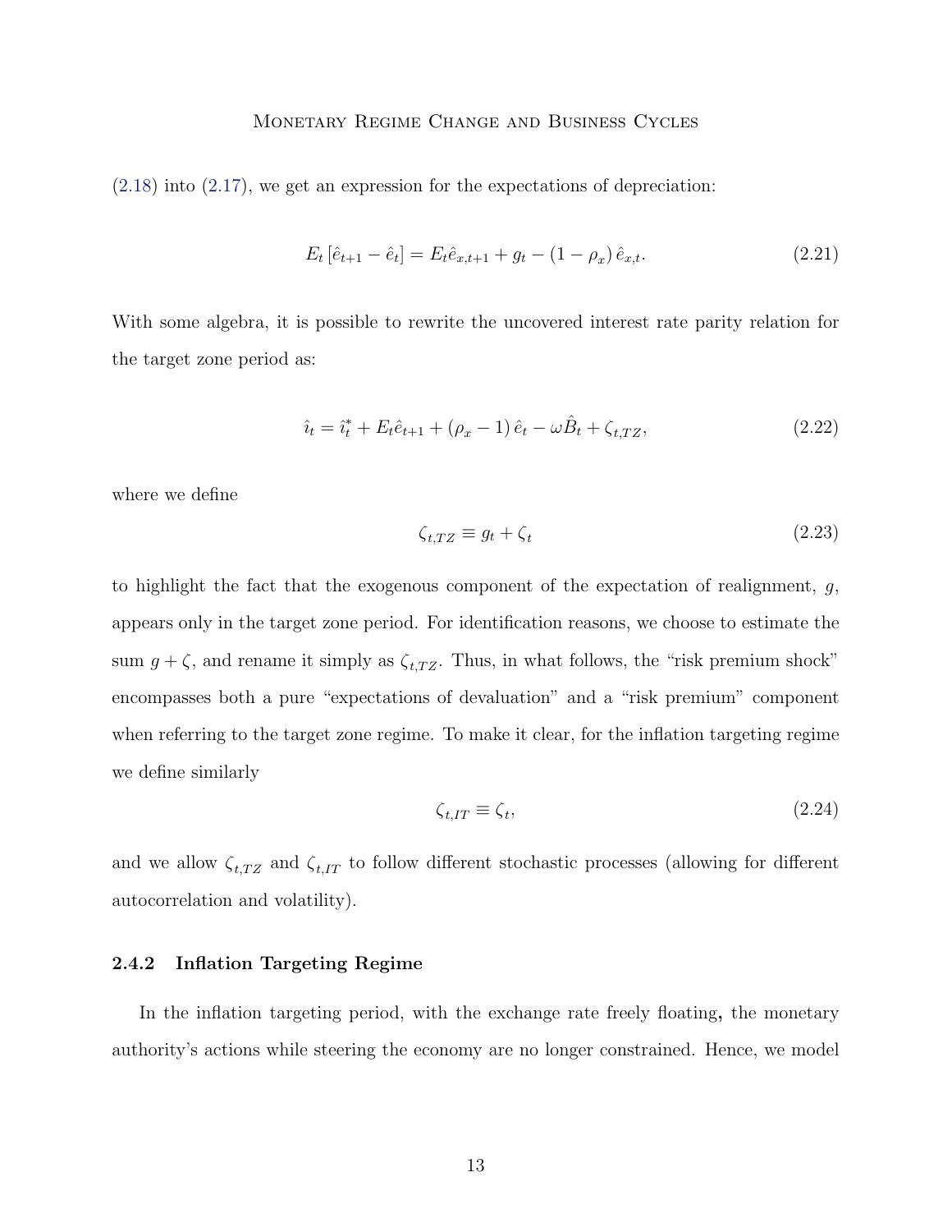(2.18) into (2.17), we get an expression for the expectations of depreciation:

$$E_t\left[\hat{e}_{t+1}-\hat{e}_t\right]=E_t\hat{e}_{x,t+1}+g_t-\left(1-\rho_x\right)\hat{e}_{x,t}. \tag{2.21}$$

With some algebra, it is possible to rewrite the uncovered interest rate parity relation for the target zone period as:

$$\hat{\imath}_t=\hat{\imath}_t^*+E_t\hat{e}_{t+1}+\left(\rho_x-1\right)\hat{e}_t-\omega\hat{B}_t+\zeta_{t,TZ}, \tag{2.22}$$

where we define

$$\zeta_{t,TZ}\equiv g_t+\zeta_t \tag{2.23}$$

to highlight the fact that the exogenous component of the expectation of realignment, $g$, appears only in the target zone period. For identification reasons, we choose to estimate the sum $g+\zeta$, and rename it simply as $\zeta_{t,TZ}$. Thus, in what follows, the "risk premium shock" encompasses both a pure "expectations of devaluation" and a "risk premium" component when referring to the target zone regime. To make it clear, for the inflation targeting regime we define similarly

$$\zeta_{t,IT}\equiv\zeta_t, \tag{2.24}$$

and we allow $\zeta_{t,TZ}$ and $\zeta_{t,IT}$ to follow different stochastic processes (allowing for different autocorrelation and volatility).

### 2.4.2 Inflation Targeting Regime

In the inflation targeting period, with the exchange rate freely floating, the monetary authority's actions while steering the economy are no longer constrained. Hence, we model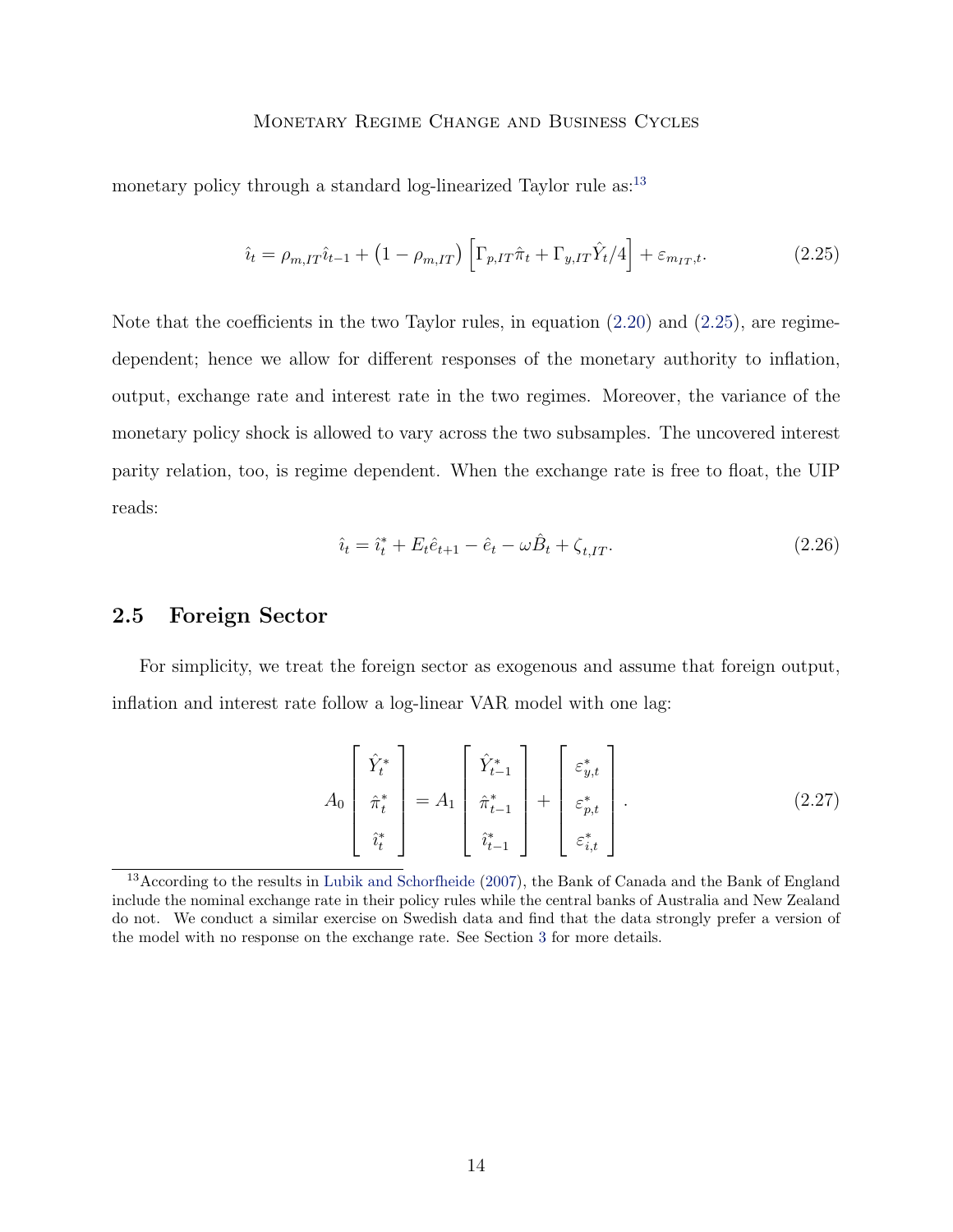monetary policy through a standard log-linearized Taylor rule as:[13]

$$\hat{\imath}_t = \rho_{m,IT}\hat{\imath}_{t-1} + \left(1 - \rho_{m,IT}\right)\left[\Gamma_{p,IT}\hat{\pi}_t + \Gamma_{y,IT}\hat{Y}_t/4\right] + \varepsilon_{m_{IT},t}. \tag{2.25}$$

Note that the coefficients in the two Taylor rules, in equation (2.20) and (2.25), are regime-dependent; hence we allow for different responses of the monetary authority to inflation, output, exchange rate and interest rate in the two regimes. Moreover, the variance of the monetary policy shock is allowed to vary across the two subsamples. The uncovered interest parity relation, too, is regime dependent. When the exchange rate is free to float, the UIP reads:

$$\hat{\imath}_t = \hat{\imath}^*_t + E_t\hat{e}_{t+1} - \hat{e}_t - \omega\hat{B}_t + \zeta_{t,IT}. \tag{2.26}$$

## 2.5 Foreign Sector

For simplicity, we treat the foreign sector as exogenous and assume that foreign output, inflation and interest rate follow a log-linear VAR model with one lag:

$$A_0 \begin{bmatrix} \hat{Y}^*_t \\ \hat{\pi}^*_t \\ \hat{\imath}^*_t \end{bmatrix} = A_1 \begin{bmatrix} \hat{Y}^*_{t-1} \\ \hat{\pi}^*_{t-1} \\ \hat{\imath}^*_{t-1} \end{bmatrix} + \begin{bmatrix} \varepsilon^*_{y,t} \\ \varepsilon^*_{p,t} \\ \varepsilon^*_{i,t} \end{bmatrix}. \tag{2.27}$$

[13] According to the results in Lubik and Schorfheide (2007), the Bank of Canada and the Bank of England include the nominal exchange rate in their policy rules while the central banks of Australia and New Zealand do not. We conduct a similar exercise on Swedish data and find that the data strongly prefer a version of the model with no response on the exchange rate. See Section 3 for more details.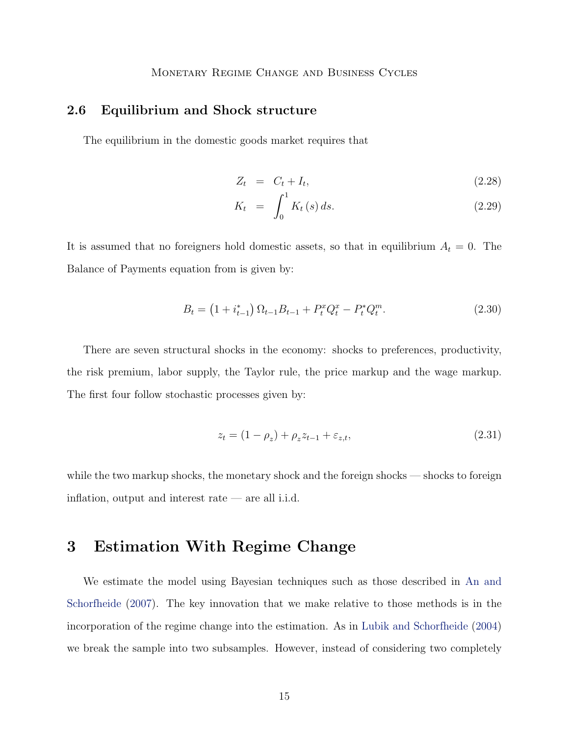### 2.6 Equilibrium and Shock structure

The equilibrium in the domestic goods market requires that

$$
\begin{aligned}
Z_t &= C_t + I_t, &(2.28)\\
K_t &= \int_0^1 K_t(s)\, ds. &(2.29)
\end{aligned}
$$

It is assumed that no foreigners hold domestic assets, so that in equilibrium $A_t = 0$. The Balance of Payments equation from is given by:

$$
B_t = \left(1 + i_{t-1}^*\right) \Omega_{t-1} B_{t-1} + P_t^x Q_t^x - P_t^* Q_t^m. \tag{2.30}
$$

There are seven structural shocks in the economy: shocks to preferences, productivity, the risk premium, labor supply, the Taylor rule, the price markup and the wage markup. The first four follow stochastic processes given by:

$$
z_t = (1 - \rho_z) + \rho_z z_{t-1} + \varepsilon_{z,t}, \tag{2.31}
$$

while the two markup shocks, the monetary shock and the foreign shocks — shocks to foreign inflation, output and interest rate — are all i.i.d.

# 3 Estimation With Regime Change

We estimate the model using Bayesian techniques such as those described in An and Schorfheide (2007). The key innovation that we make relative to those methods is in the incorporation of the regime change into the estimation. As in Lubik and Schorfheide (2004) we break the sample into two subsamples. However, instead of considering two completely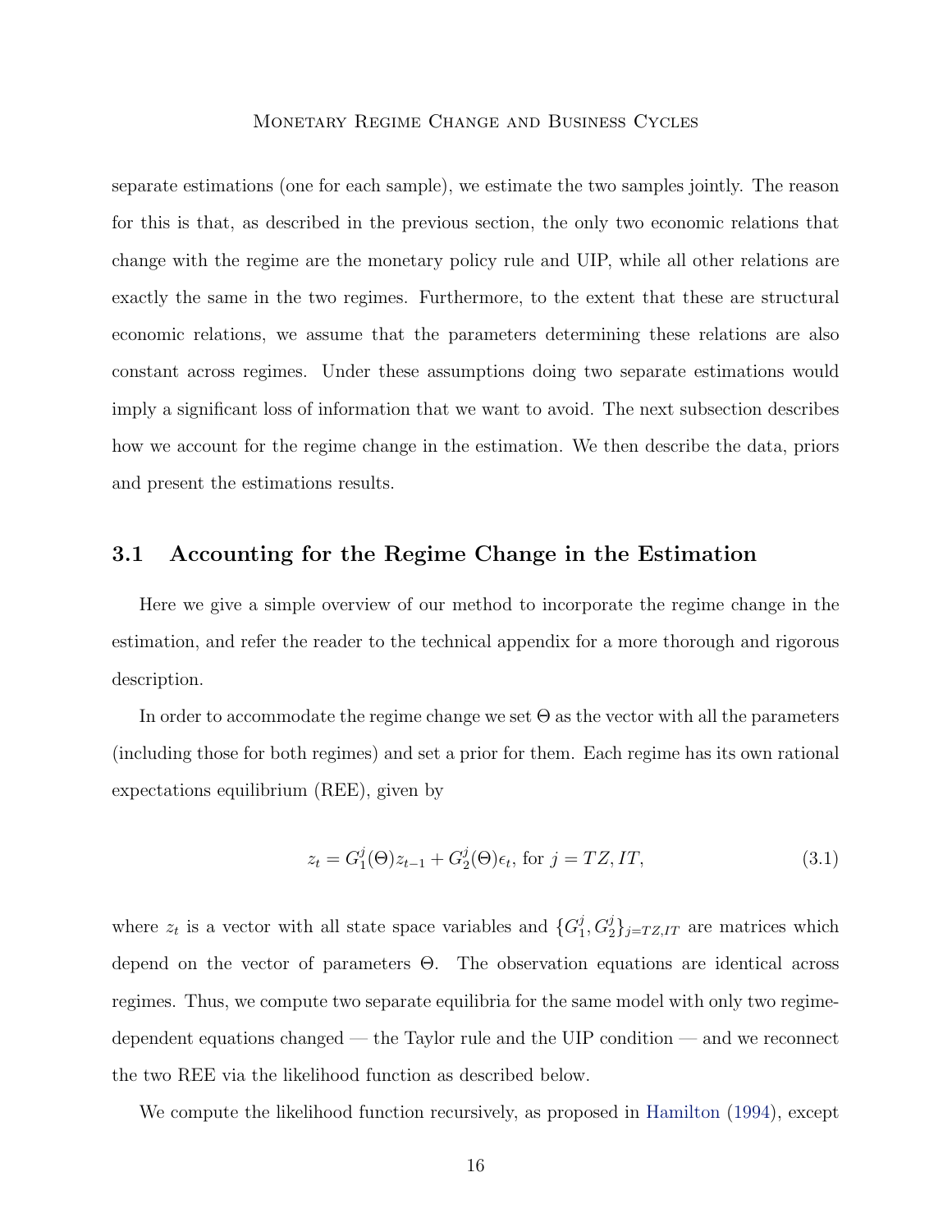separate estimations (one for each sample), we estimate the two samples jointly. The reason for this is that, as described in the previous section, the only two economic relations that change with the regime are the monetary policy rule and UIP, while all other relations are exactly the same in the two regimes. Furthermore, to the extent that these are structural economic relations, we assume that the parameters determining these relations are also constant across regimes. Under these assumptions doing two separate estimations would imply a significant loss of information that we want to avoid. The next subsection describes how we account for the regime change in the estimation. We then describe the data, priors and present the estimations results.

## 3.1 Accounting for the Regime Change in the Estimation

Here we give a simple overview of our method to incorporate the regime change in the estimation, and refer the reader to the technical appendix for a more thorough and rigorous description.

In order to accommodate the regime change we set $\Theta$ as the vector with all the parameters (including those for both regimes) and set a prior for them. Each regime has its own rational expectations equilibrium (REE), given by

$$z_t = G_1^j(\Theta) z_{t-1} + G_2^j(\Theta)\epsilon_t, \text{ for } j = TZ, IT, \tag{3.1}$$

where $z_t$ is a vector with all state space variables and $\{G_1^j, G_2^j\}_{j=TZ,IT}$ are matrices which depend on the vector of parameters $\Theta$. The observation equations are identical across regimes. Thus, we compute two separate equilibria for the same model with only two regime-dependent equations changed — the Taylor rule and the UIP condition — and we reconnect the two REE via the likelihood function as described below.

We compute the likelihood function recursively, as proposed in Hamilton (1994), except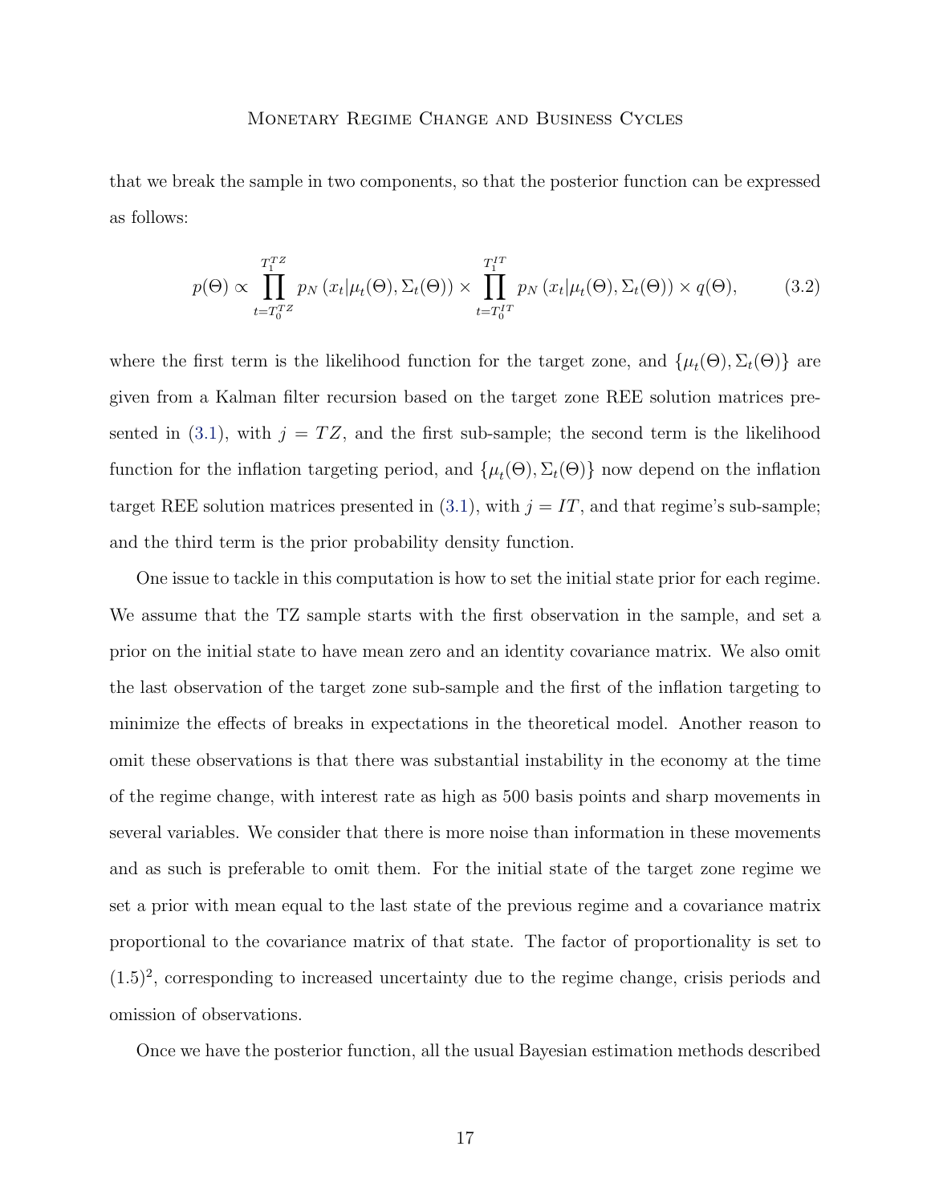that we break the sample in two components, so that the posterior function can be expressed as follows:

$$p(\Theta) \propto \prod_{t=T_0^{TZ}}^{T_1^{TZ}} p_N\left(x_t|\mu_t(\Theta), \Sigma_t(\Theta)\right) \times \prod_{t=T_0^{IT}}^{T_1^{IT}} p_N\left(x_t|\mu_t(\Theta), \Sigma_t(\Theta)\right) \times q(\Theta), \tag{3.2}$$

where the first term is the likelihood function for the target zone, and $\{\mu_t(\Theta), \Sigma_t(\Theta)\}$ are given from a Kalman filter recursion based on the target zone REE solution matrices presented in (3.1), with $j = TZ$, and the first sub-sample; the second term is the likelihood function for the inflation targeting period, and $\{\mu_t(\Theta), \Sigma_t(\Theta)\}$ now depend on the inflation target REE solution matrices presented in (3.1), with $j = IT$, and that regime's sub-sample; and the third term is the prior probability density function.

One issue to tackle in this computation is how to set the initial state prior for each regime. We assume that the TZ sample starts with the first observation in the sample, and set a prior on the initial state to have mean zero and an identity covariance matrix. We also omit the last observation of the target zone sub-sample and the first of the inflation targeting to minimize the effects of breaks in expectations in the theoretical model. Another reason to omit these observations is that there was substantial instability in the economy at the time of the regime change, with interest rate as high as 500 basis points and sharp movements in several variables. We consider that there is more noise than information in these movements and as such is preferable to omit them. For the initial state of the target zone regime we set a prior with mean equal to the last state of the previous regime and a covariance matrix proportional to the covariance matrix of that state. The factor of proportionality is set to $(1.5)^2$, corresponding to increased uncertainty due to the regime change, crisis periods and omission of observations.

Once we have the posterior function, all the usual Bayesian estimation methods described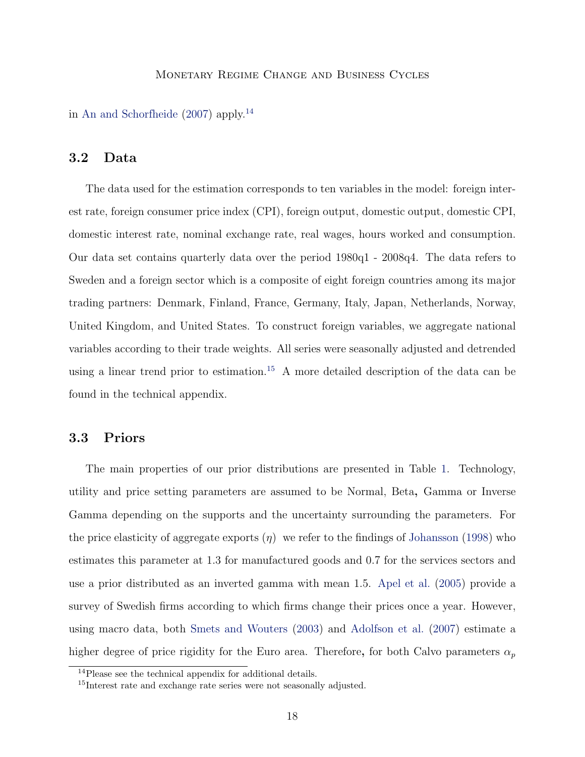in An and Schorfheide (2007) apply.[14]

## 3.2 Data

The data used for the estimation corresponds to ten variables in the model: foreign interest rate, foreign consumer price index (CPI), foreign output, domestic output, domestic CPI, domestic interest rate, nominal exchange rate, real wages, hours worked and consumption. Our data set contains quarterly data over the period 1980q1 - 2008q4. The data refers to Sweden and a foreign sector which is a composite of eight foreign countries among its major trading partners: Denmark, Finland, France, Germany, Italy, Japan, Netherlands, Norway, United Kingdom, and United States. To construct foreign variables, we aggregate national variables according to their trade weights. All series were seasonally adjusted and detrended using a linear trend prior to estimation.[15] A more detailed description of the data can be found in the technical appendix.

## 3.3 Priors

The main properties of our prior distributions are presented in Table 1. Technology, utility and price setting parameters are assumed to be Normal, Beta**,** Gamma or Inverse Gamma depending on the supports and the uncertainty surrounding the parameters. For the price elasticity of aggregate exports ($\eta$) we refer to the findings of Johansson (1998) who estimates this parameter at 1.3 for manufactured goods and 0.7 for the services sectors and use a prior distributed as an inverted gamma with mean 1.5. Apel et al. (2005) provide a survey of Swedish firms according to which firms change their prices once a year. However, using macro data, both Smets and Wouters (2003) and Adolfson et al. (2007) estimate a higher degree of price rigidity for the Euro area. Therefore**,** for both Calvo parameters $\alpha_p$

[14] Please see the technical appendix for additional details.

[15] Interest rate and exchange rate series were not seasonally adjusted.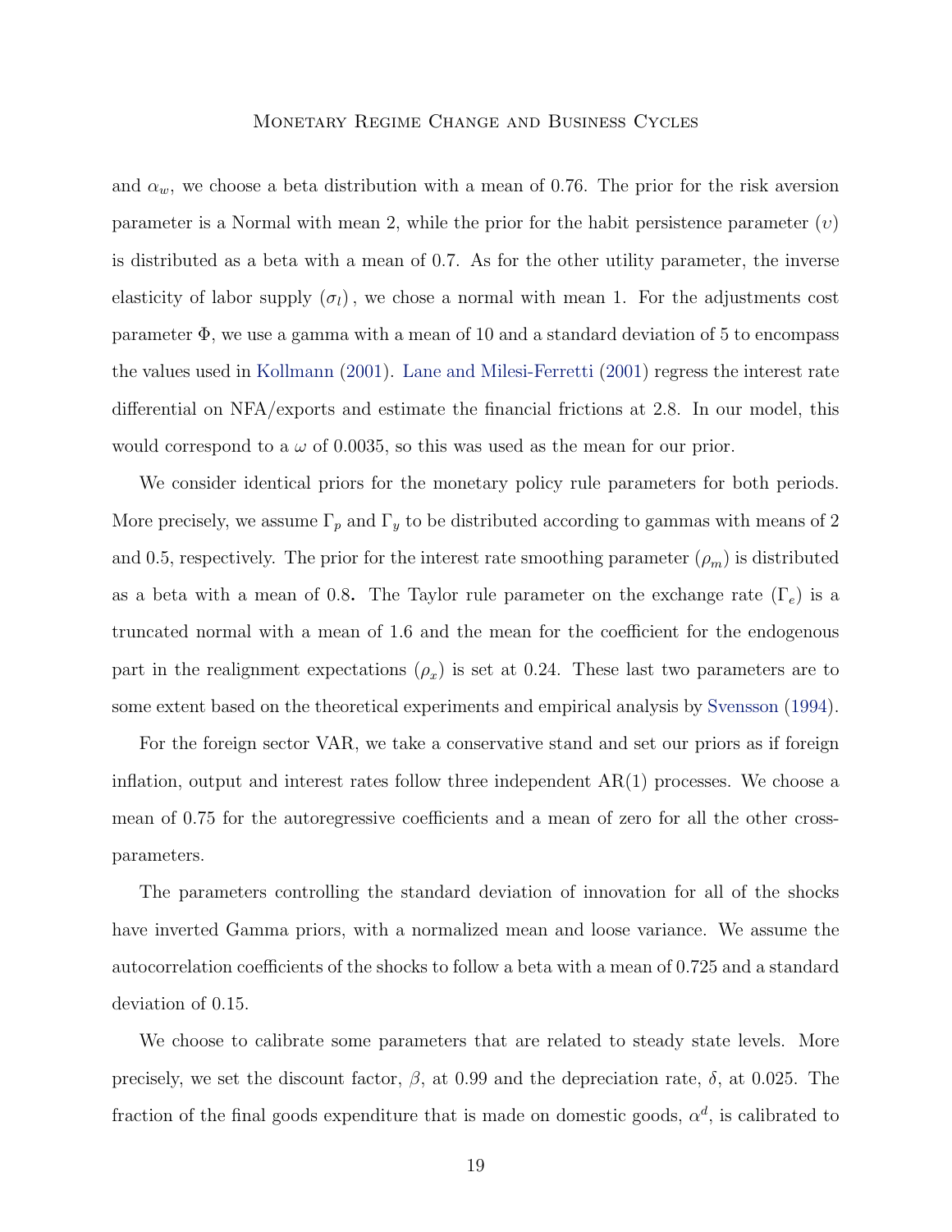and $\alpha_w$, we choose a beta distribution with a mean of 0.76. The prior for the risk aversion parameter is a Normal with mean 2, while the prior for the habit persistence parameter $(\upsilon)$ is distributed as a beta with a mean of 0.7. As for the other utility parameter, the inverse elasticity of labor supply $(\sigma_l)$, we chose a normal with mean 1. For the adjustments cost parameter $\Phi$, we use a gamma with a mean of 10 and a standard deviation of 5 to encompass the values used in Kollmann (2001). Lane and Milesi-Ferretti (2001) regress the interest rate differential on NFA/exports and estimate the financial frictions at 2.8. In our model, this would correspond to a $\omega$ of 0.0035, so this was used as the mean for our prior.

We consider identical priors for the monetary policy rule parameters for both periods. More precisely, we assume $\Gamma_p$ and $\Gamma_y$ to be distributed according to gammas with means of 2 and 0.5, respectively. The prior for the interest rate smoothing parameter $(\rho_m)$ is distributed as a beta with a mean of 0.8. The Taylor rule parameter on the exchange rate $(\Gamma_e)$ is a truncated normal with a mean of 1.6 and the mean for the coefficient for the endogenous part in the realignment expectations $(\rho_x)$ is set at 0.24. These last two parameters are to some extent based on the theoretical experiments and empirical analysis by Svensson (1994).

For the foreign sector VAR, we take a conservative stand and set our priors as if foreign inflation, output and interest rates follow three independent AR(1) processes. We choose a mean of 0.75 for the autoregressive coefficients and a mean of zero for all the other cross-parameters.

The parameters controlling the standard deviation of innovation for all of the shocks have inverted Gamma priors, with a normalized mean and loose variance. We assume the autocorrelation coefficients of the shocks to follow a beta with a mean of 0.725 and a standard deviation of 0.15.

We choose to calibrate some parameters that are related to steady state levels. More precisely, we set the discount factor, $\beta$, at 0.99 and the depreciation rate, $\delta$, at 0.025. The fraction of the final goods expenditure that is made on domestic goods, $\alpha^d$, is calibrated to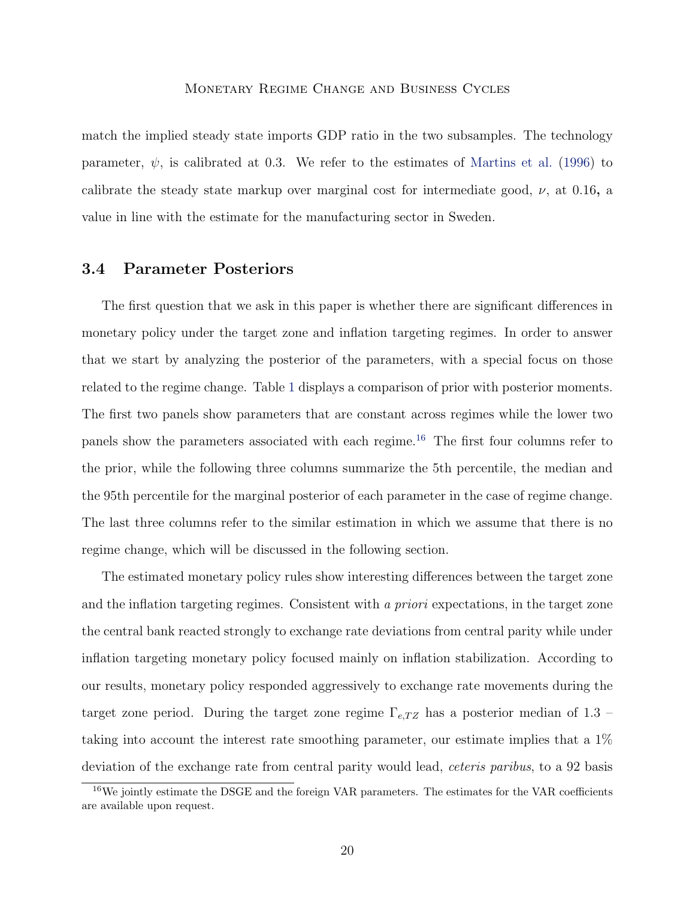match the implied steady state imports GDP ratio in the two subsamples. The technology parameter, $\psi$, is calibrated at 0.3. We refer to the estimates of Martins et al. (1996) to calibrate the steady state markup over marginal cost for intermediate good, $\nu$, at 0.16**,** a value in line with the estimate for the manufacturing sector in Sweden.

### 3.4 Parameter Posteriors

The first question that we ask in this paper is whether there are significant differences in monetary policy under the target zone and inflation targeting regimes. In order to answer that we start by analyzing the posterior of the parameters, with a special focus on those related to the regime change. Table 1 displays a comparison of prior with posterior moments. The first two panels show parameters that are constant across regimes while the lower two panels show the parameters associated with each regime.[16] The first four columns refer to the prior, while the following three columns summarize the 5th percentile, the median and the 95th percentile for the marginal posterior of each parameter in the case of regime change. The last three columns refer to the similar estimation in which we assume that there is no regime change, which will be discussed in the following section.

The estimated monetary policy rules show interesting differences between the target zone and the inflation targeting regimes. Consistent with *a priori* expectations, in the target zone the central bank reacted strongly to exchange rate deviations from central parity while under inflation targeting monetary policy focused mainly on inflation stabilization. According to our results, monetary policy responded aggressively to exchange rate movements during the target zone period. During the target zone regime $\Gamma_{e,TZ}$ has a posterior median of 1.3 – taking into account the interest rate smoothing parameter, our estimate implies that a 1% deviation of the exchange rate from central parity would lead, *ceteris paribus*, to a 92 basis

[16] We jointly estimate the DSGE and the foreign VAR parameters. The estimates for the VAR coefficients are available upon request.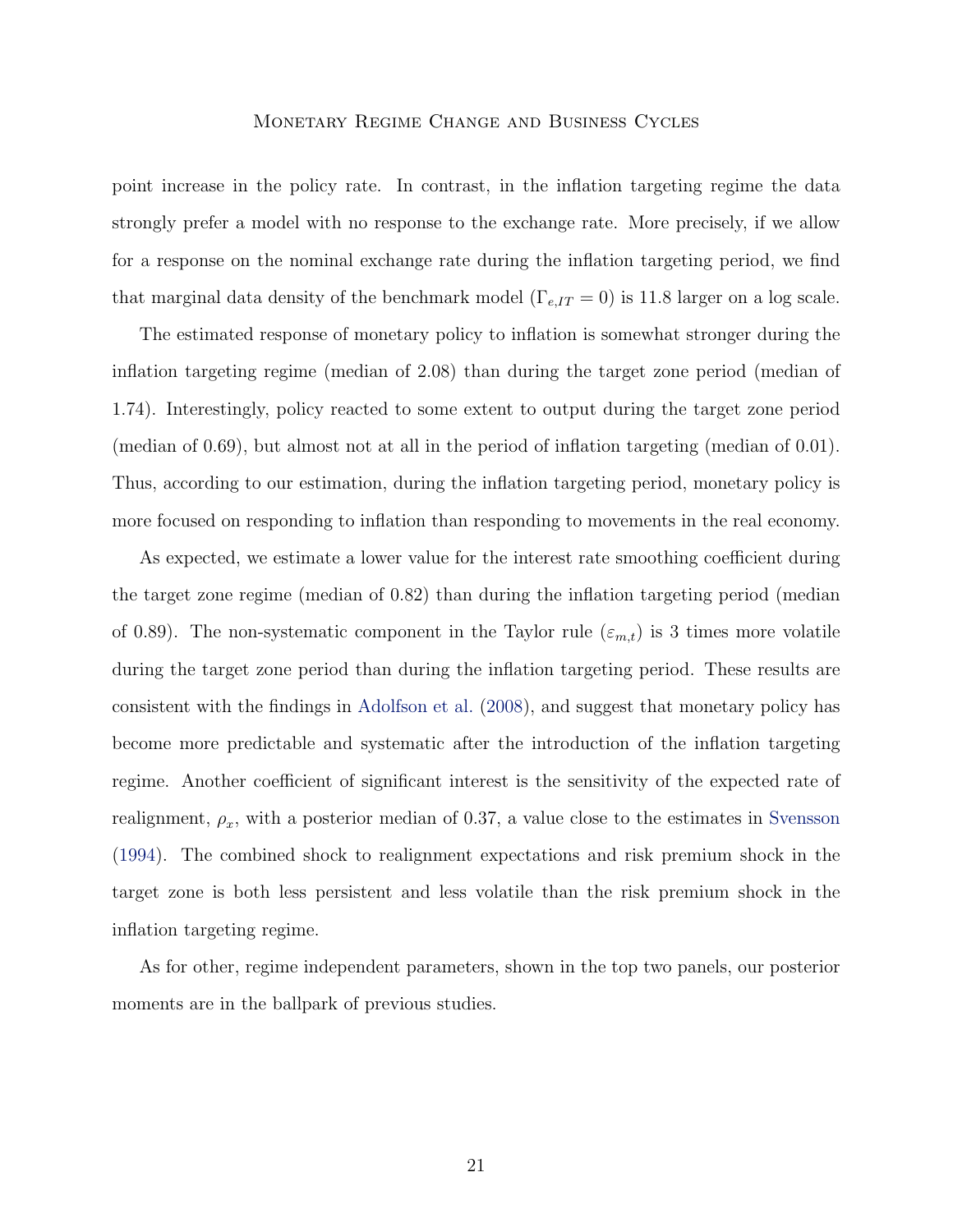point increase in the policy rate. In contrast, in the inflation targeting regime the data strongly prefer a model with no response to the exchange rate. More precisely, if we allow for a response on the nominal exchange rate during the inflation targeting period, we find that marginal data density of the benchmark model ($\Gamma_{e,IT} = 0$) is 11.8 larger on a log scale.

The estimated response of monetary policy to inflation is somewhat stronger during the inflation targeting regime (median of 2.08) than during the target zone period (median of 1.74). Interestingly, policy reacted to some extent to output during the target zone period (median of 0.69), but almost not at all in the period of inflation targeting (median of 0.01). Thus, according to our estimation, during the inflation targeting period, monetary policy is more focused on responding to inflation than responding to movements in the real economy.

As expected, we estimate a lower value for the interest rate smoothing coefficient during the target zone regime (median of 0.82) than during the inflation targeting period (median of 0.89). The non-systematic component in the Taylor rule ($\varepsilon_{m,t}$) is 3 times more volatile during the target zone period than during the inflation targeting period. These results are consistent with the findings in Adolfson et al. (2008), and suggest that monetary policy has become more predictable and systematic after the introduction of the inflation targeting regime. Another coefficient of significant interest is the sensitivity of the expected rate of realignment, $\rho_x$, with a posterior median of 0.37, a value close to the estimates in Svensson (1994). The combined shock to realignment expectations and risk premium shock in the target zone is both less persistent and less volatile than the risk premium shock in the inflation targeting regime.

As for other, regime independent parameters, shown in the top two panels, our posterior moments are in the ballpark of previous studies.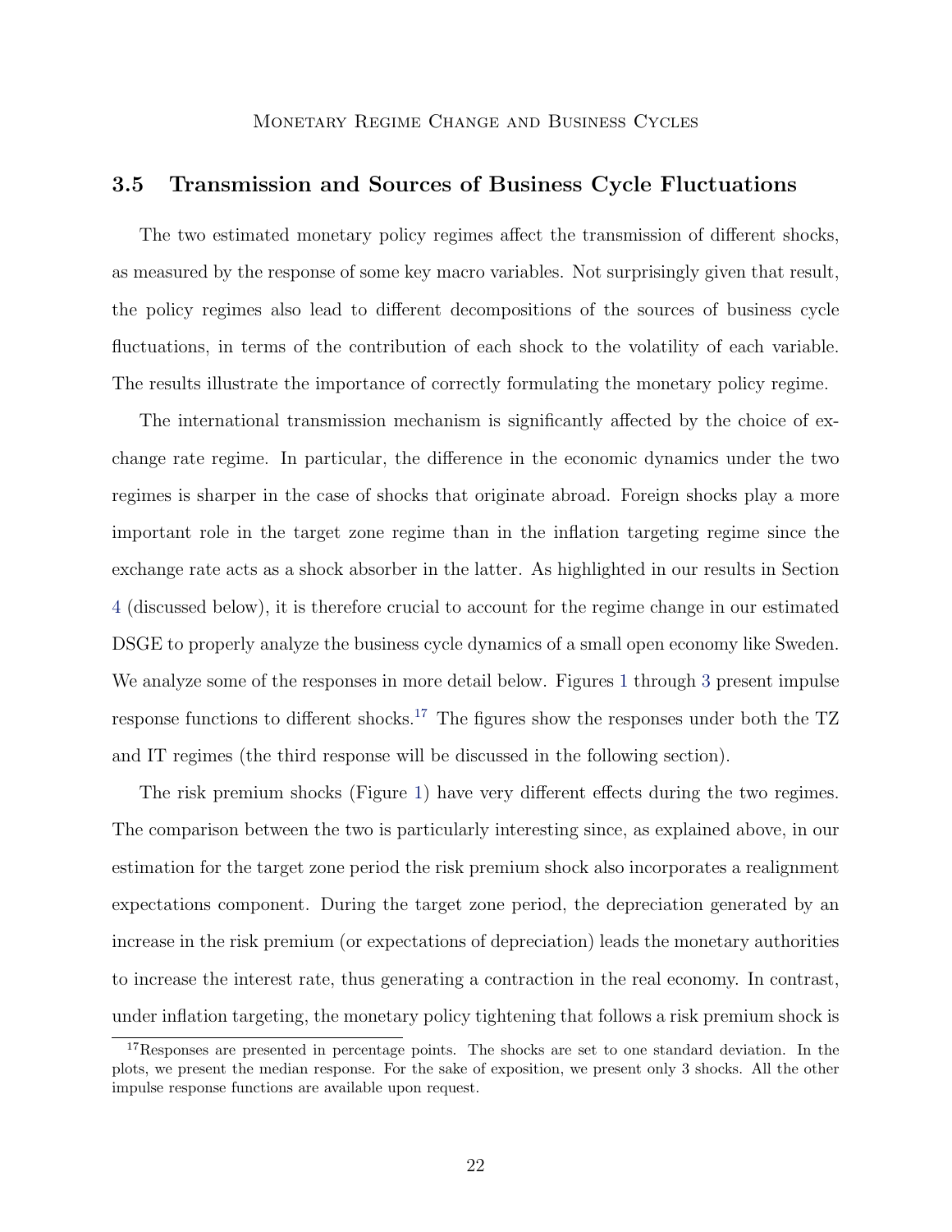### 3.5 Transmission and Sources of Business Cycle Fluctuations

The two estimated monetary policy regimes affect the transmission of different shocks, as measured by the response of some key macro variables. Not surprisingly given that result, the policy regimes also lead to different decompositions of the sources of business cycle fluctuations, in terms of the contribution of each shock to the volatility of each variable. The results illustrate the importance of correctly formulating the monetary policy regime.

The international transmission mechanism is significantly affected by the choice of exchange rate regime. In particular, the difference in the economic dynamics under the two regimes is sharper in the case of shocks that originate abroad. Foreign shocks play a more important role in the target zone regime than in the inflation targeting regime since the exchange rate acts as a shock absorber in the latter. As highlighted in our results in Section 4 (discussed below), it is therefore crucial to account for the regime change in our estimated DSGE to properly analyze the business cycle dynamics of a small open economy like Sweden. We analyze some of the responses in more detail below. Figures 1 through 3 present impulse response functions to different shocks.[17] The figures show the responses under both the TZ and IT regimes (the third response will be discussed in the following section).

The risk premium shocks (Figure 1) have very different effects during the two regimes. The comparison between the two is particularly interesting since, as explained above, in our estimation for the target zone period the risk premium shock also incorporates a realignment expectations component. During the target zone period, the depreciation generated by an increase in the risk premium (or expectations of depreciation) leads the monetary authorities to increase the interest rate, thus generating a contraction in the real economy. In contrast, under inflation targeting, the monetary policy tightening that follows a risk premium shock is

[17] Responses are presented in percentage points. The shocks are set to one standard deviation. In the plots, we present the median response. For the sake of exposition, we present only 3 shocks. All the other impulse response functions are available upon request.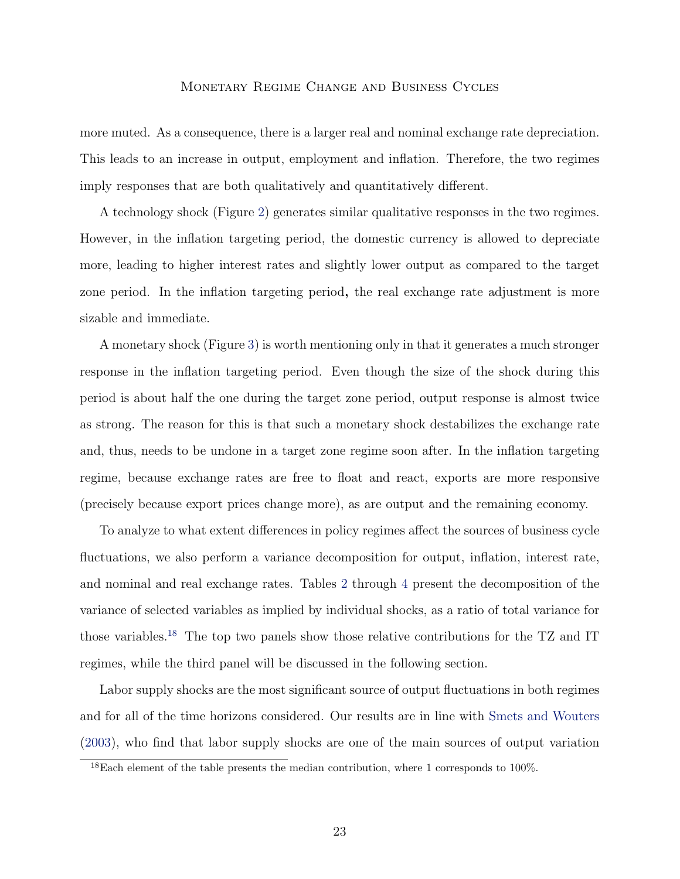more muted. As a consequence, there is a larger real and nominal exchange rate depreciation. This leads to an increase in output, employment and inflation. Therefore, the two regimes imply responses that are both qualitatively and quantitatively different.

A technology shock (Figure 2) generates similar qualitative responses in the two regimes. However, in the inflation targeting period, the domestic currency is allowed to depreciate more, leading to higher interest rates and slightly lower output as compared to the target zone period. In the inflation targeting period**,** the real exchange rate adjustment is more sizable and immediate.

A monetary shock (Figure 3) is worth mentioning only in that it generates a much stronger response in the inflation targeting period. Even though the size of the shock during this period is about half the one during the target zone period, output response is almost twice as strong. The reason for this is that such a monetary shock destabilizes the exchange rate and, thus, needs to be undone in a target zone regime soon after. In the inflation targeting regime, because exchange rates are free to float and react, exports are more responsive (precisely because export prices change more), as are output and the remaining economy.

To analyze to what extent differences in policy regimes affect the sources of business cycle fluctuations, we also perform a variance decomposition for output, inflation, interest rate, and nominal and real exchange rates. Tables 2 through 4 present the decomposition of the variance of selected variables as implied by individual shocks, as a ratio of total variance for those variables.[18] The top two panels show those relative contributions for the TZ and IT regimes, while the third panel will be discussed in the following section.

Labor supply shocks are the most significant source of output fluctuations in both regimes and for all of the time horizons considered. Our results are in line with Smets and Wouters (2003), who find that labor supply shocks are one of the main sources of output variation

[18]Each element of the table presents the median contribution, where 1 corresponds to 100%.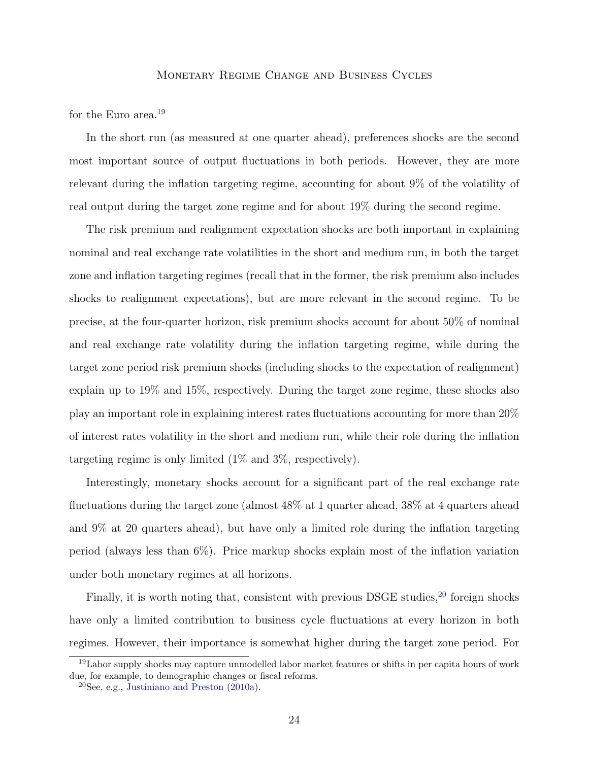for the Euro area.[19]

In the short run (as measured at one quarter ahead), preferences shocks are the second most important source of output fluctuations in both periods. However, they are more relevant during the inflation targeting regime, accounting for about 9% of the volatility of real output during the target zone regime and for about 19% during the second regime.

The risk premium and realignment expectation shocks are both important in explaining nominal and real exchange rate volatilities in the short and medium run, in both the target zone and inflation targeting regimes (recall that in the former, the risk premium also includes shocks to realignment expectations), but are more relevant in the second regime. To be precise, at the four-quarter horizon, risk premium shocks account for about 50% of nominal and real exchange rate volatility during the inflation targeting regime, while during the target zone period risk premium shocks (including shocks to the expectation of realignment) explain up to 19% and 15%, respectively. During the target zone regime, these shocks also play an important role in explaining interest rates fluctuations accounting for more than 20% of interest rates volatility in the short and medium run, while their role during the inflation targeting regime is only limited (1% and 3%, respectively).

Interestingly, monetary shocks account for a significant part of the real exchange rate fluctuations during the target zone (almost 48% at 1 quarter ahead, 38% at 4 quarters ahead and 9% at 20 quarters ahead), but have only a limited role during the inflation targeting period (always less than 6%). Price markup shocks explain most of the inflation variation under both monetary regimes at all horizons.

Finally, it is worth noting that, consistent with previous DSGE studies,[20] foreign shocks have only a limited contribution to business cycle fluctuations at every horizon in both regimes. However, their importance is somewhat higher during the target zone period. For

[19]Labor supply shocks may capture unmodelled labor market features or shifts in per capita hours of work due, for example, to demographic changes or fiscal reforms.

[20]See, e.g., Justiniano and Preston (2010a).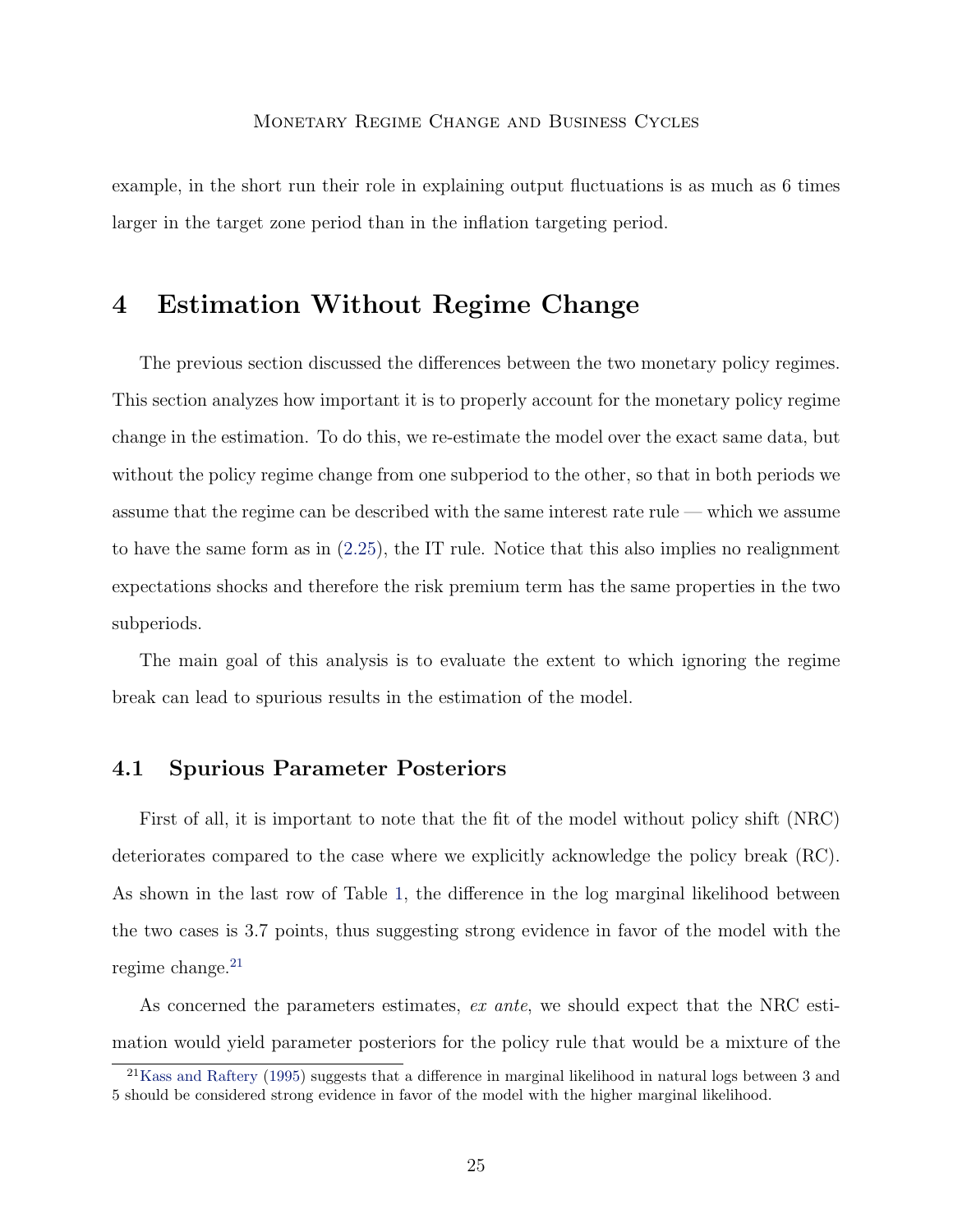example, in the short run their role in explaining output fluctuations is as much as 6 times larger in the target zone period than in the inflation targeting period.

# 4 Estimation Without Regime Change

The previous section discussed the differences between the two monetary policy regimes. This section analyzes how important it is to properly account for the monetary policy regime change in the estimation. To do this, we re-estimate the model over the exact same data, but without the policy regime change from one subperiod to the other, so that in both periods we assume that the regime can be described with the same interest rate rule — which we assume to have the same form as in (2.25), the IT rule. Notice that this also implies no realignment expectations shocks and therefore the risk premium term has the same properties in the two subperiods.

The main goal of this analysis is to evaluate the extent to which ignoring the regime break can lead to spurious results in the estimation of the model.

## 4.1 Spurious Parameter Posteriors

First of all, it is important to note that the fit of the model without policy shift (NRC) deteriorates compared to the case where we explicitly acknowledge the policy break (RC). As shown in the last row of Table 1, the difference in the log marginal likelihood between the two cases is 3.7 points, thus suggesting strong evidence in favor of the model with the regime change.[21]

As concerned the parameters estimates, *ex ante*, we should expect that the NRC estimation would yield parameter posteriors for the policy rule that would be a mixture of the

[21] Kass and Raftery (1995) suggests that a difference in marginal likelihood in natural logs between 3 and 5 should be considered strong evidence in favor of the model with the higher marginal likelihood.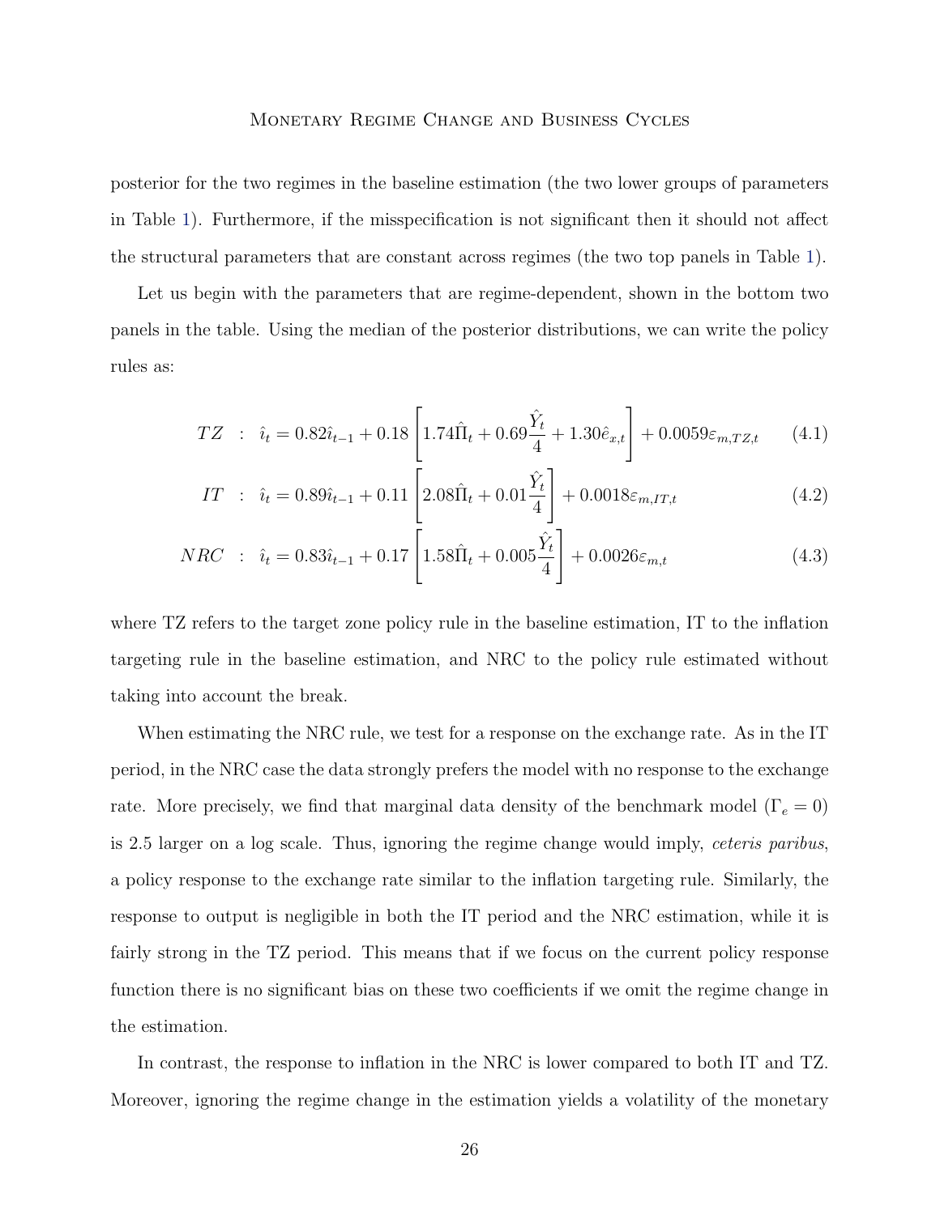posterior for the two regimes in the baseline estimation (the two lower groups of parameters in Table 1). Furthermore, if the misspecification is not significant then it should not affect the structural parameters that are constant across regimes (the two top panels in Table 1).

Let us begin with the parameters that are regime-dependent, shown in the bottom two panels in the table. Using the median of the posterior distributions, we can write the policy rules as:

$$TZ \;:\; \hat{\imath}_t = 0.82\hat{\imath}_{t-1} + 0.18\left[1.74\hat{\Pi}_t + 0.69\frac{\hat{Y}_t}{4} + 1.30\hat{e}_{x,t}\right] + 0.0059\varepsilon_{m,TZ,t} \tag{4.1}$$

$$IT \;:\; \hat{\imath}_t = 0.89\hat{\imath}_{t-1} + 0.11\left[2.08\hat{\Pi}_t + 0.01\frac{\hat{Y}_t}{4}\right] + 0.0018\varepsilon_{m,IT,t} \tag{4.2}$$

$$NRC \;:\; \hat{\imath}_t = 0.83\hat{\imath}_{t-1} + 0.17\left[1.58\hat{\Pi}_t + 0.005\frac{\hat{Y}_t}{4}\right] + 0.0026\varepsilon_{m,t} \tag{4.3}$$

where TZ refers to the target zone policy rule in the baseline estimation, IT to the inflation targeting rule in the baseline estimation, and NRC to the policy rule estimated without taking into account the break.

When estimating the NRC rule, we test for a response on the exchange rate. As in the IT period, in the NRC case the data strongly prefers the model with no response to the exchange rate. More precisely, we find that marginal data density of the benchmark model ($\Gamma_e = 0$) is 2.5 larger on a log scale. Thus, ignoring the regime change would imply, *ceteris paribus*, a policy response to the exchange rate similar to the inflation targeting rule. Similarly, the response to output is negligible in both the IT period and the NRC estimation, while it is fairly strong in the TZ period. This means that if we focus on the current policy response function there is no significant bias on these two coefficients if we omit the regime change in the estimation.

In contrast, the response to inflation in the NRC is lower compared to both IT and TZ. Moreover, ignoring the regime change in the estimation yields a volatility of the monetary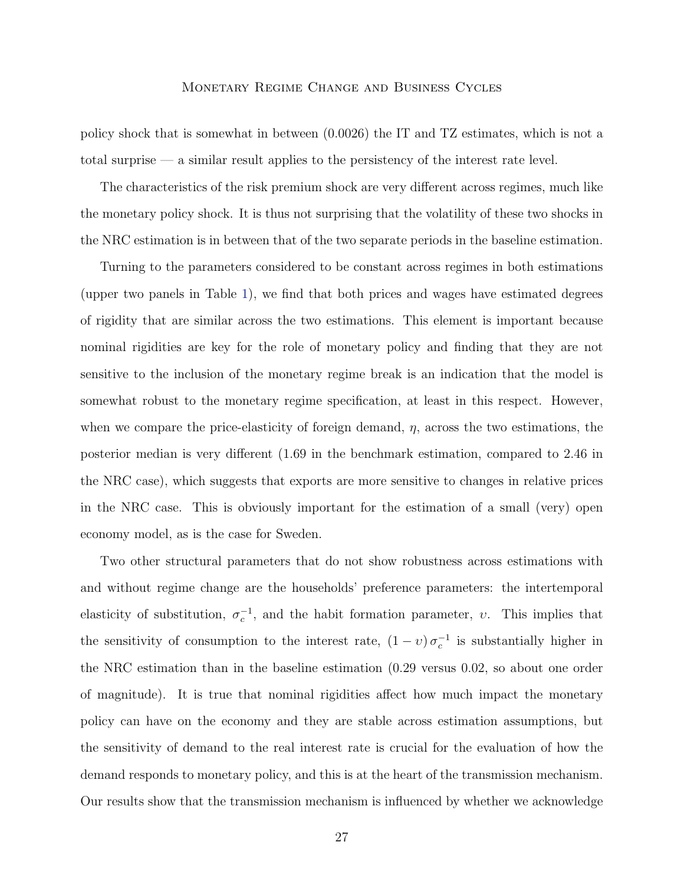policy shock that is somewhat in between (0.0026) the IT and TZ estimates, which is not a total surprise — a similar result applies to the persistency of the interest rate level.

The characteristics of the risk premium shock are very different across regimes, much like the monetary policy shock. It is thus not surprising that the volatility of these two shocks in the NRC estimation is in between that of the two separate periods in the baseline estimation.

Turning to the parameters considered to be constant across regimes in both estimations (upper two panels in Table 1), we find that both prices and wages have estimated degrees of rigidity that are similar across the two estimations. This element is important because nominal rigidities are key for the role of monetary policy and finding that they are not sensitive to the inclusion of the monetary regime break is an indication that the model is somewhat robust to the monetary regime specification, at least in this respect. However, when we compare the price-elasticity of foreign demand, $\eta$, across the two estimations, the posterior median is very different (1.69 in the benchmark estimation, compared to 2.46 in the NRC case), which suggests that exports are more sensitive to changes in relative prices in the NRC case. This is obviously important for the estimation of a small (very) open economy model, as is the case for Sweden.

Two other structural parameters that do not show robustness across estimations with and without regime change are the households' preference parameters: the intertemporal elasticity of substitution, $\sigma_c^{-1}$, and the habit formation parameter, $\upsilon$. This implies that the sensitivity of consumption to the interest rate, $(1-\upsilon)\,\sigma_c^{-1}$ is substantially higher in the NRC estimation than in the baseline estimation (0.29 versus 0.02, so about one order of magnitude). It is true that nominal rigidities affect how much impact the monetary policy can have on the economy and they are stable across estimation assumptions, but the sensitivity of demand to the real interest rate is crucial for the evaluation of how the demand responds to monetary policy, and this is at the heart of the transmission mechanism. Our results show that the transmission mechanism is influenced by whether we acknowledge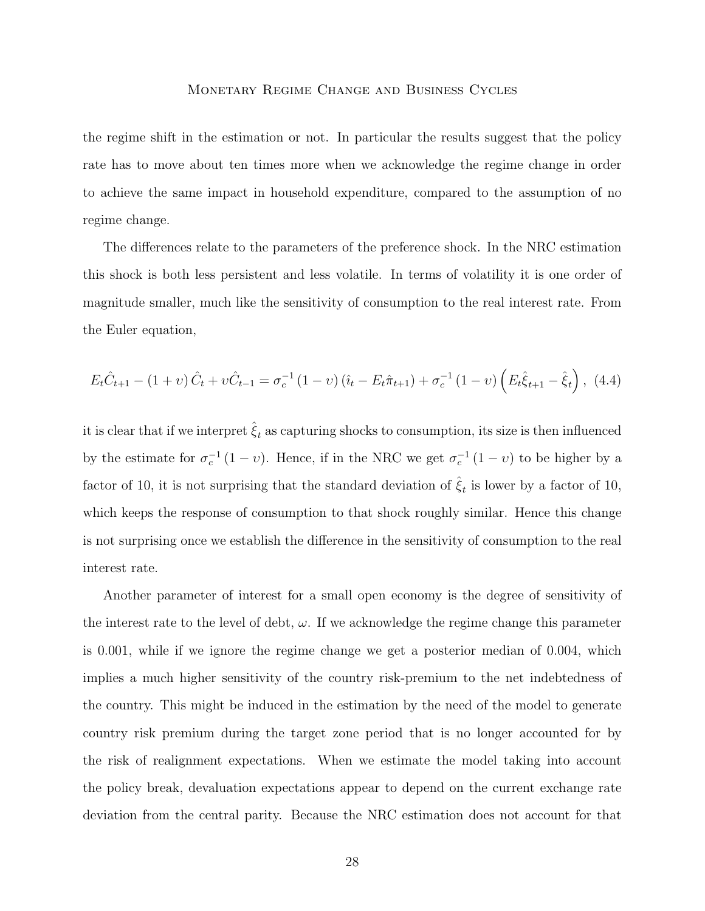the regime shift in the estimation or not. In particular the results suggest that the policy rate has to move about ten times more when we acknowledge the regime change in order to achieve the same impact in household expenditure, compared to the assumption of no regime change.

The differences relate to the parameters of the preference shock. In the NRC estimation this shock is both less persistent and less volatile. In terms of volatility it is one order of magnitude smaller, much like the sensitivity of consumption to the real interest rate. From the Euler equation,

$$E_t\hat{C}_{t+1} - (1+\upsilon)\,\hat{C}_t + \upsilon\hat{C}_{t-1} = \sigma_c^{-1}\,(1-\upsilon)\,(\hat{\imath}_t - E_t\hat{\pi}_{t+1}) + \sigma_c^{-1}\,(1-\upsilon)\left(E_t\hat{\xi}_{t+1} - \hat{\xi}_t\right), \quad (4.4)$$

it is clear that if we interpret $\hat{\xi}_t$ as capturing shocks to consumption, its size is then influenced by the estimate for $\sigma_c^{-1}\,(1-\upsilon)$. Hence, if in the NRC we get $\sigma_c^{-1}\,(1-\upsilon)$ to be higher by a factor of 10, it is not surprising that the standard deviation of $\hat{\xi}_t$ is lower by a factor of 10, which keeps the response of consumption to that shock roughly similar. Hence this change is not surprising once we establish the difference in the sensitivity of consumption to the real interest rate.

Another parameter of interest for a small open economy is the degree of sensitivity of the interest rate to the level of debt, $\omega$. If we acknowledge the regime change this parameter is 0.001, while if we ignore the regime change we get a posterior median of 0.004, which implies a much higher sensitivity of the country risk-premium to the net indebtedness of the country. This might be induced in the estimation by the need of the model to generate country risk premium during the target zone period that is no longer accounted for by the risk of realignment expectations. When we estimate the model taking into account the policy break, devaluation expectations appear to depend on the current exchange rate deviation from the central parity. Because the NRC estimation does not account for that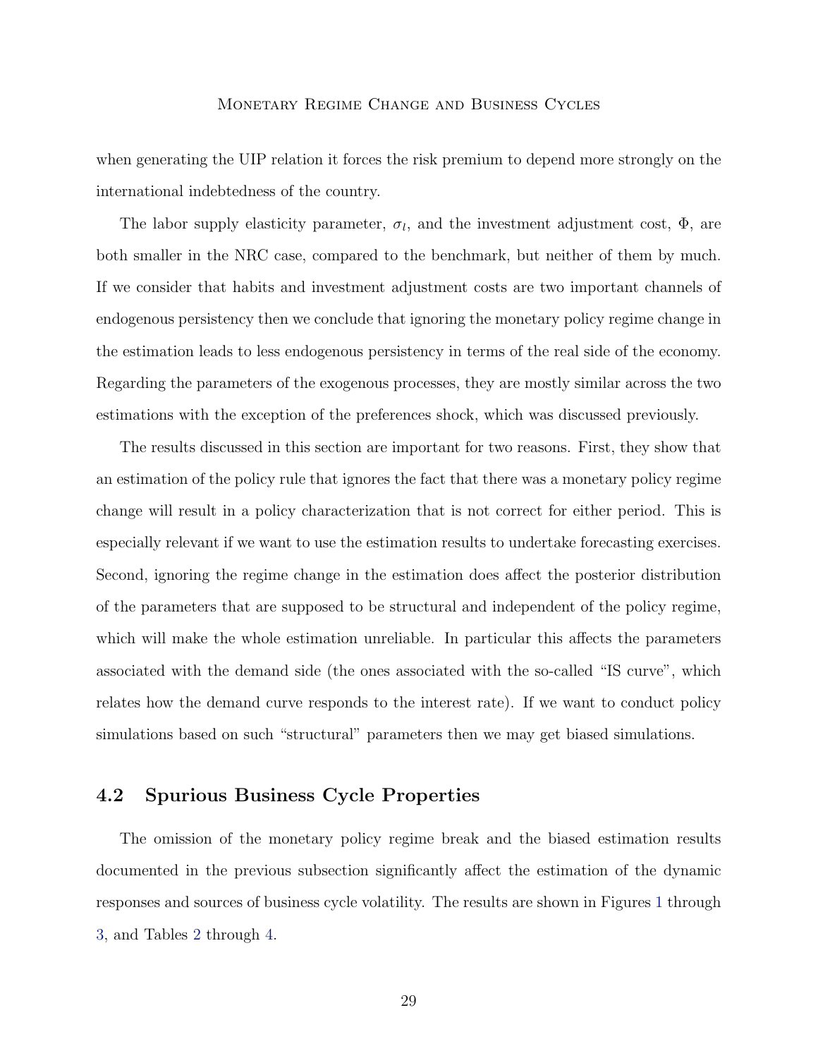when generating the UIP relation it forces the risk premium to depend more strongly on the international indebtedness of the country.

The labor supply elasticity parameter, $\sigma_l$, and the investment adjustment cost, $\Phi$, are both smaller in the NRC case, compared to the benchmark, but neither of them by much. If we consider that habits and investment adjustment costs are two important channels of endogenous persistency then we conclude that ignoring the monetary policy regime change in the estimation leads to less endogenous persistency in terms of the real side of the economy. Regarding the parameters of the exogenous processes, they are mostly similar across the two estimations with the exception of the preferences shock, which was discussed previously.

The results discussed in this section are important for two reasons. First, they show that an estimation of the policy rule that ignores the fact that there was a monetary policy regime change will result in a policy characterization that is not correct for either period. This is especially relevant if we want to use the estimation results to undertake forecasting exercises. Second, ignoring the regime change in the estimation does affect the posterior distribution of the parameters that are supposed to be structural and independent of the policy regime, which will make the whole estimation unreliable. In particular this affects the parameters associated with the demand side (the ones associated with the so-called "IS curve", which relates how the demand curve responds to the interest rate). If we want to conduct policy simulations based on such "structural" parameters then we may get biased simulations.

## 4.2 Spurious Business Cycle Properties

The omission of the monetary policy regime break and the biased estimation results documented in the previous subsection significantly affect the estimation of the dynamic responses and sources of business cycle volatility. The results are shown in Figures 1 through 3, and Tables 2 through 4.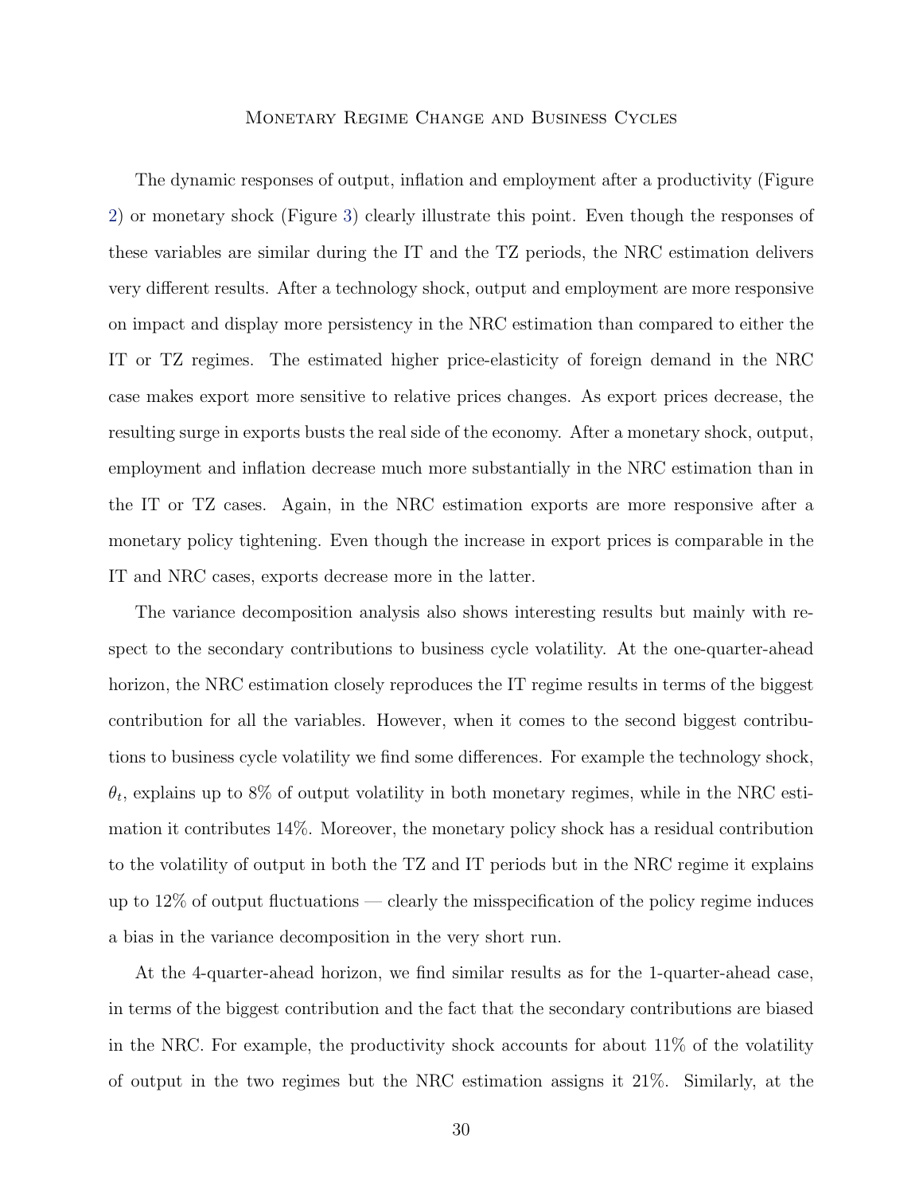The dynamic responses of output, inflation and employment after a productivity (Figure 2) or monetary shock (Figure 3) clearly illustrate this point. Even though the responses of these variables are similar during the IT and the TZ periods, the NRC estimation delivers very different results. After a technology shock, output and employment are more responsive on impact and display more persistency in the NRC estimation than compared to either the IT or TZ regimes. The estimated higher price-elasticity of foreign demand in the NRC case makes export more sensitive to relative prices changes. As export prices decrease, the resulting surge in exports busts the real side of the economy. After a monetary shock, output, employment and inflation decrease much more substantially in the NRC estimation than in the IT or TZ cases. Again, in the NRC estimation exports are more responsive after a monetary policy tightening. Even though the increase in export prices is comparable in the IT and NRC cases, exports decrease more in the latter.

The variance decomposition analysis also shows interesting results but mainly with respect to the secondary contributions to business cycle volatility. At the one-quarter-ahead horizon, the NRC estimation closely reproduces the IT regime results in terms of the biggest contribution for all the variables. However, when it comes to the second biggest contributions to business cycle volatility we find some differences. For example the technology shock, $\theta_t$, explains up to 8% of output volatility in both monetary regimes, while in the NRC estimation it contributes 14%. Moreover, the monetary policy shock has a residual contribution to the volatility of output in both the TZ and IT periods but in the NRC regime it explains up to 12% of output fluctuations — clearly the misspecification of the policy regime induces a bias in the variance decomposition in the very short run.

At the 4-quarter-ahead horizon, we find similar results as for the 1-quarter-ahead case, in terms of the biggest contribution and the fact that the secondary contributions are biased in the NRC. For example, the productivity shock accounts for about 11% of the volatility of output in the two regimes but the NRC estimation assigns it 21%. Similarly, at the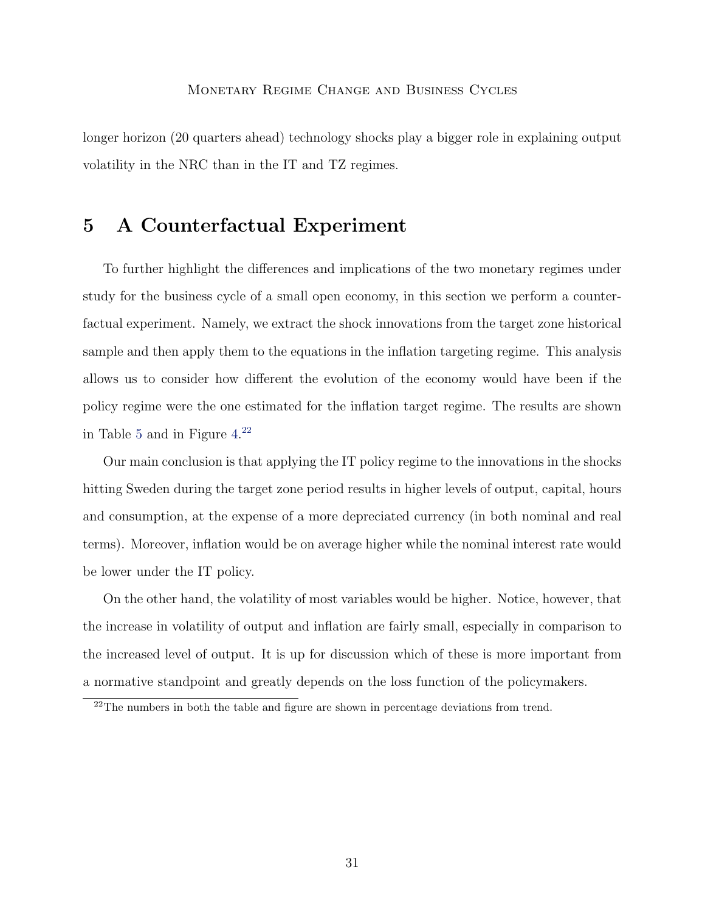longer horizon (20 quarters ahead) technology shocks play a bigger role in explaining output volatility in the NRC than in the IT and TZ regimes.

## 5 A Counterfactual Experiment

To further highlight the differences and implications of the two monetary regimes under study for the business cycle of a small open economy, in this section we perform a counterfactual experiment. Namely, we extract the shock innovations from the target zone historical sample and then apply them to the equations in the inflation targeting regime. This analysis allows us to consider how different the evolution of the economy would have been if the policy regime were the one estimated for the inflation target regime. The results are shown in Table 5 and in Figure 4.[22]

Our main conclusion is that applying the IT policy regime to the innovations in the shocks hitting Sweden during the target zone period results in higher levels of output, capital, hours and consumption, at the expense of a more depreciated currency (in both nominal and real terms). Moreover, inflation would be on average higher while the nominal interest rate would be lower under the IT policy.

On the other hand, the volatility of most variables would be higher. Notice, however, that the increase in volatility of output and inflation are fairly small, especially in comparison to the increased level of output. It is up for discussion which of these is more important from a normative standpoint and greatly depends on the loss function of the policymakers.

[22] The numbers in both the table and figure are shown in percentage deviations from trend.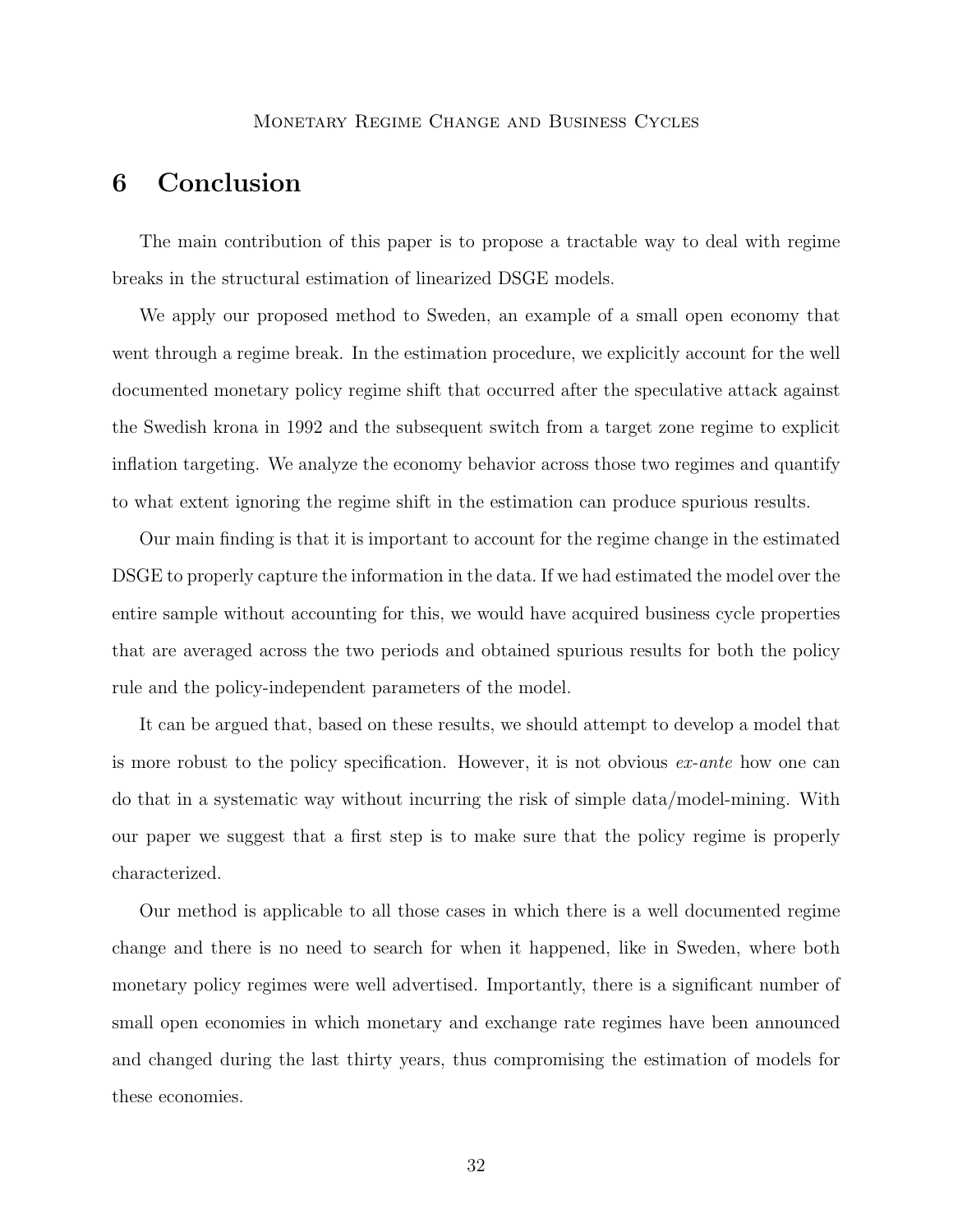# 6 Conclusion

The main contribution of this paper is to propose a tractable way to deal with regime breaks in the structural estimation of linearized DSGE models.

We apply our proposed method to Sweden, an example of a small open economy that went through a regime break. In the estimation procedure, we explicitly account for the well documented monetary policy regime shift that occurred after the speculative attack against the Swedish krona in 1992 and the subsequent switch from a target zone regime to explicit inflation targeting. We analyze the economy behavior across those two regimes and quantify to what extent ignoring the regime shift in the estimation can produce spurious results.

Our main finding is that it is important to account for the regime change in the estimated DSGE to properly capture the information in the data. If we had estimated the model over the entire sample without accounting for this, we would have acquired business cycle properties that are averaged across the two periods and obtained spurious results for both the policy rule and the policy-independent parameters of the model.

It can be argued that, based on these results, we should attempt to develop a model that is more robust to the policy specification. However, it is not obvious *ex-ante* how one can do that in a systematic way without incurring the risk of simple data/model-mining. With our paper we suggest that a first step is to make sure that the policy regime is properly characterized.

Our method is applicable to all those cases in which there is a well documented regime change and there is no need to search for when it happened, like in Sweden, where both monetary policy regimes were well advertised. Importantly, there is a significant number of small open economies in which monetary and exchange rate regimes have been announced and changed during the last thirty years, thus compromising the estimation of models for these economies.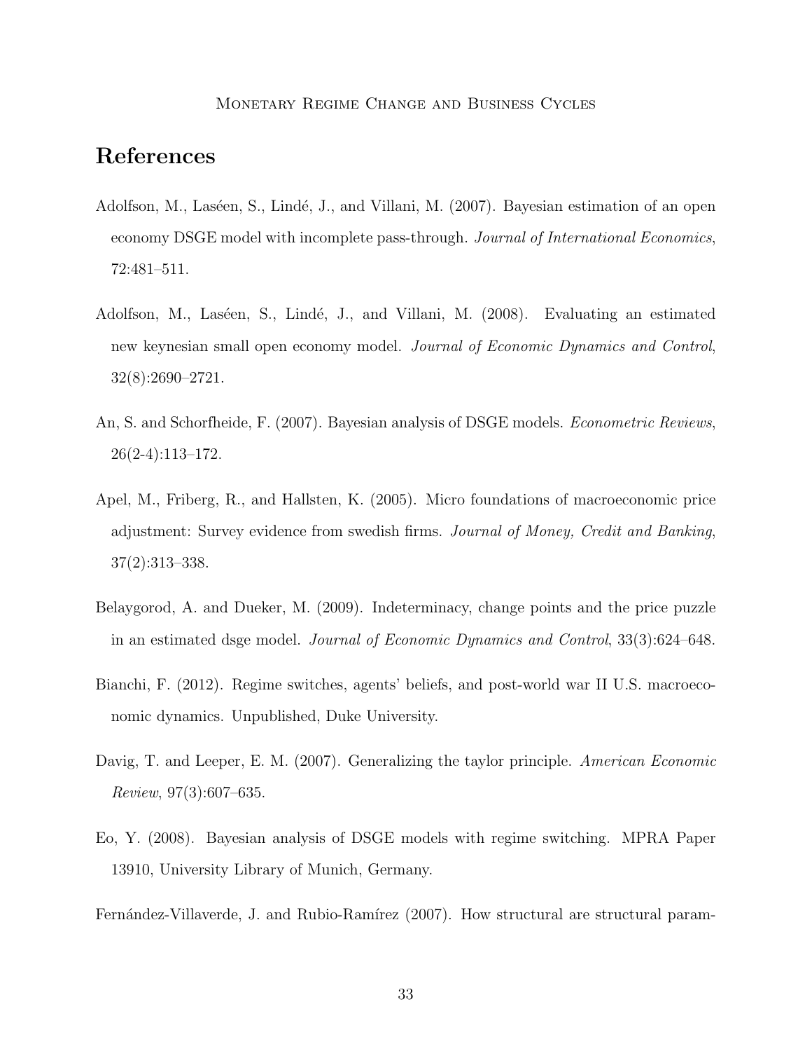# References

Adolfson, M., Laséen, S., Lindé, J., and Villani, M. (2007). Bayesian estimation of an open economy DSGE model with incomplete pass-through. *Journal of International Economics*, 72:481–511.

Adolfson, M., Laséen, S., Lindé, J., and Villani, M. (2008). Evaluating an estimated new keynesian small open economy model. *Journal of Economic Dynamics and Control*, 32(8):2690–2721.

An, S. and Schorfheide, F. (2007). Bayesian analysis of DSGE models. *Econometric Reviews*, 26(2-4):113–172.

Apel, M., Friberg, R., and Hallsten, K. (2005). Micro foundations of macroeconomic price adjustment: Survey evidence from swedish firms. *Journal of Money, Credit and Banking*, 37(2):313–338.

Belaygorod, A. and Dueker, M. (2009). Indeterminacy, change points and the price puzzle in an estimated dsge model. *Journal of Economic Dynamics and Control*, 33(3):624–648.

Bianchi, F. (2012). Regime switches, agents' beliefs, and post-world war II U.S. macroeconomic dynamics. Unpublished, Duke University.

Davig, T. and Leeper, E. M. (2007). Generalizing the taylor principle. *American Economic Review*, 97(3):607–635.

Eo, Y. (2008). Bayesian analysis of DSGE models with regime switching. MPRA Paper 13910, University Library of Munich, Germany.

Fernández-Villaverde, J. and Rubio-Ramírez (2007). How structural are structural param-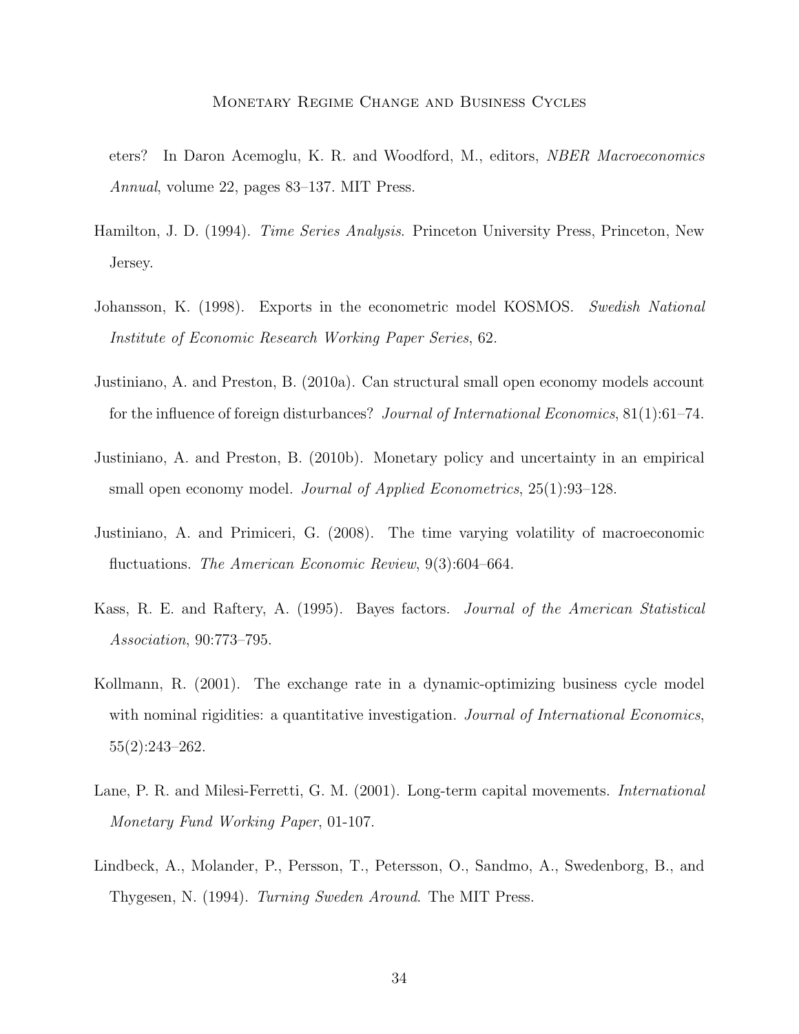eters? In Daron Acemoglu, K. R. and Woodford, M., editors, *NBER Macroeconomics Annual*, volume 22, pages 83–137. MIT Press.

Hamilton, J. D. (1994). *Time Series Analysis*. Princeton University Press, Princeton, New Jersey.

Johansson, K. (1998). Exports in the econometric model KOSMOS. *Swedish National Institute of Economic Research Working Paper Series*, 62.

Justiniano, A. and Preston, B. (2010a). Can structural small open economy models account for the influence of foreign disturbances? *Journal of International Economics*, 81(1):61–74.

Justiniano, A. and Preston, B. (2010b). Monetary policy and uncertainty in an empirical small open economy model. *Journal of Applied Econometrics*, 25(1):93–128.

Justiniano, A. and Primiceri, G. (2008). The time varying volatility of macroeconomic fluctuations. *The American Economic Review*, 9(3):604–664.

Kass, R. E. and Raftery, A. (1995). Bayes factors. *Journal of the American Statistical Association*, 90:773–795.

Kollmann, R. (2001). The exchange rate in a dynamic-optimizing business cycle model with nominal rigidities: a quantitative investigation. *Journal of International Economics*, 55(2):243–262.

Lane, P. R. and Milesi-Ferretti, G. M. (2001). Long-term capital movements. *International Monetary Fund Working Paper*, 01-107.

Lindbeck, A., Molander, P., Persson, T., Petersson, O., Sandmo, A., Swedenborg, B., and Thygesen, N. (1994). *Turning Sweden Around*. The MIT Press.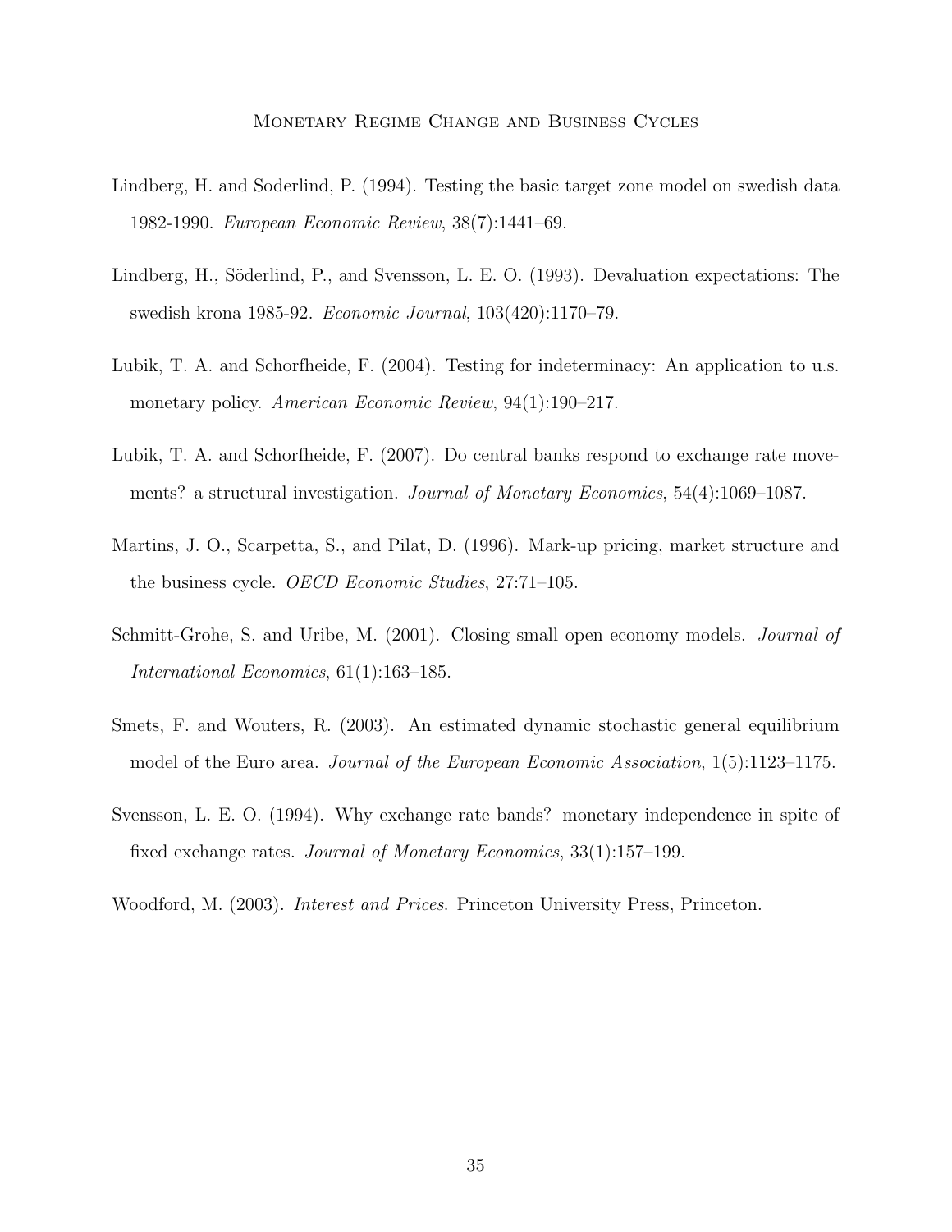Lindberg, H. and Soderlind, P. (1994). Testing the basic target zone model on swedish data 1982-1990. *European Economic Review*, 38(7):1441–69.

Lindberg, H., Söderlind, P., and Svensson, L. E. O. (1993). Devaluation expectations: The swedish krona 1985-92. *Economic Journal*, 103(420):1170–79.

Lubik, T. A. and Schorfheide, F. (2004). Testing for indeterminacy: An application to u.s. monetary policy. *American Economic Review*, 94(1):190–217.

Lubik, T. A. and Schorfheide, F. (2007). Do central banks respond to exchange rate movements? a structural investigation. *Journal of Monetary Economics*, 54(4):1069–1087.

Martins, J. O., Scarpetta, S., and Pilat, D. (1996). Mark-up pricing, market structure and the business cycle. *OECD Economic Studies*, 27:71–105.

Schmitt-Grohe, S. and Uribe, M. (2001). Closing small open economy models. *Journal of International Economics*, 61(1):163–185.

Smets, F. and Wouters, R. (2003). An estimated dynamic stochastic general equilibrium model of the Euro area. *Journal of the European Economic Association*, 1(5):1123–1175.

Svensson, L. E. O. (1994). Why exchange rate bands? monetary independence in spite of fixed exchange rates. *Journal of Monetary Economics*, 33(1):157–199.

Woodford, M. (2003). *Interest and Prices*. Princeton University Press, Princeton.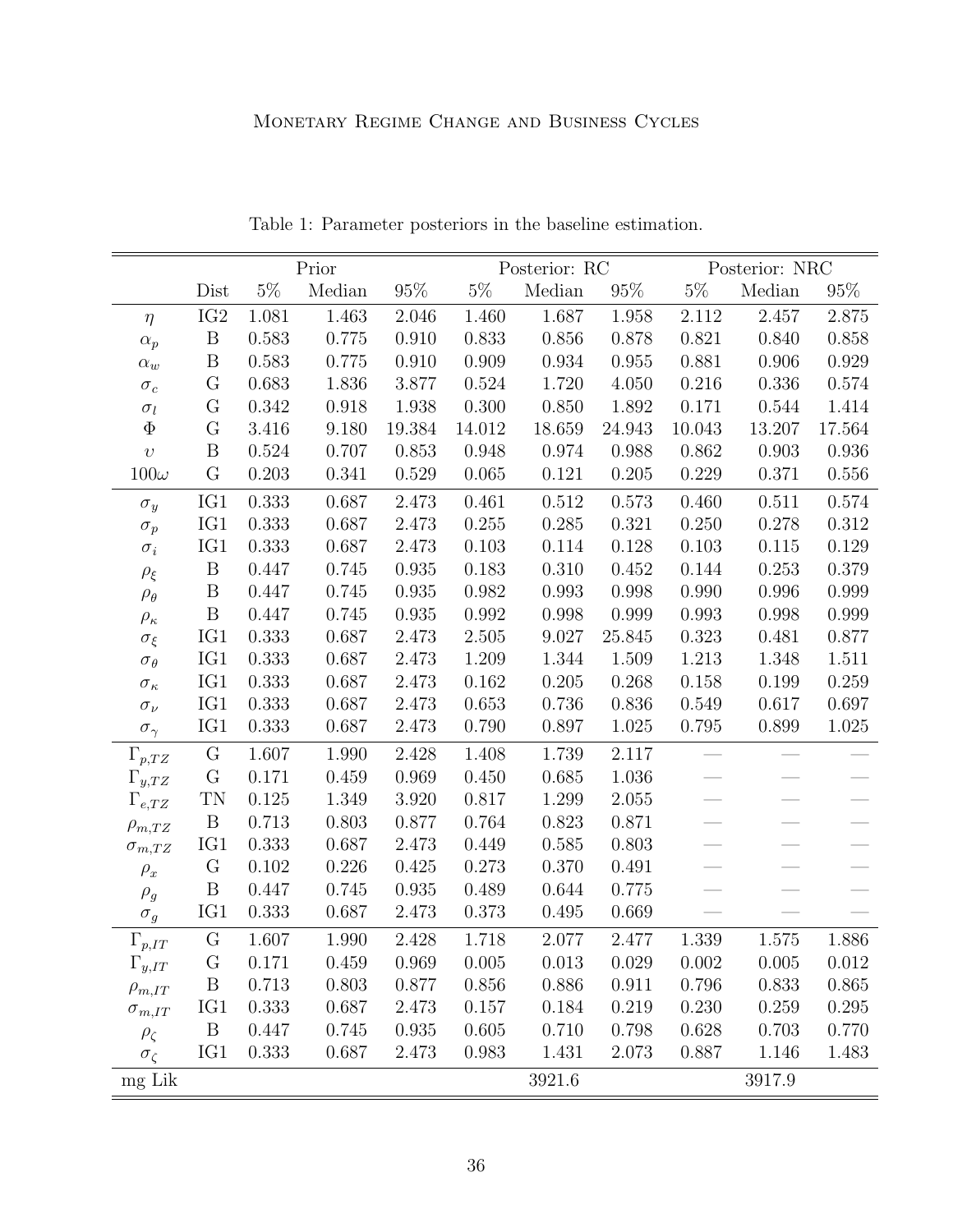Table 1: Parameter posteriors in the baseline estimation.

| | Prior | | | | Posterior: RC | | | Posterior: NRC | | |
|---|---|---|---|---|---|---|---|---|---|---|
| | Dist | 5% | Median | 95% | 5% | Median | 95% | 5% | Median | 95% |
| $\eta$ | IG2 | 1.081 | 1.463 | 2.046 | 1.460 | 1.687 | 1.958 | 2.112 | 2.457 | 2.875 |
| $\alpha_p$ | B | 0.583 | 0.775 | 0.910 | 0.833 | 0.856 | 0.878 | 0.821 | 0.840 | 0.858 |
| $\alpha_w$ | B | 0.583 | 0.775 | 0.910 | 0.909 | 0.934 | 0.955 | 0.881 | 0.906 | 0.929 |
| $\sigma_c$ | G | 0.683 | 1.836 | 3.877 | 0.524 | 1.720 | 4.050 | 0.216 | 0.336 | 0.574 |
| $\sigma_l$ | G | 0.342 | 0.918 | 1.938 | 0.300 | 0.850 | 1.892 | 0.171 | 0.544 | 1.414 |
| $\Phi$ | G | 3.416 | 9.180 | 19.384 | 14.012 | 18.659 | 24.943 | 10.043 | 13.207 | 17.564 |
| $\upsilon$ | B | 0.524 | 0.707 | 0.853 | 0.948 | 0.974 | 0.988 | 0.862 | 0.903 | 0.936 |
| $100\omega$ | G | 0.203 | 0.341 | 0.529 | 0.065 | 0.121 | 0.205 | 0.229 | 0.371 | 0.556 |
| $\sigma_y$ | IG1 | 0.333 | 0.687 | 2.473 | 0.461 | 0.512 | 0.573 | 0.460 | 0.511 | 0.574 |
| $\sigma_p$ | IG1 | 0.333 | 0.687 | 2.473 | 0.255 | 0.285 | 0.321 | 0.250 | 0.278 | 0.312 |
| $\sigma_i$ | IG1 | 0.333 | 0.687 | 2.473 | 0.103 | 0.114 | 0.128 | 0.103 | 0.115 | 0.129 |
| $\rho_\xi$ | B | 0.447 | 0.745 | 0.935 | 0.183 | 0.310 | 0.452 | 0.144 | 0.253 | 0.379 |
| $\rho_\theta$ | B | 0.447 | 0.745 | 0.935 | 0.982 | 0.993 | 0.998 | 0.990 | 0.996 | 0.999 |
| $\rho_\kappa$ | B | 0.447 | 0.745 | 0.935 | 0.992 | 0.998 | 0.999 | 0.993 | 0.998 | 0.999 |
| $\sigma_\xi$ | IG1 | 0.333 | 0.687 | 2.473 | 2.505 | 9.027 | 25.845 | 0.323 | 0.481 | 0.877 |
| $\sigma_\theta$ | IG1 | 0.333 | 0.687 | 2.473 | 1.209 | 1.344 | 1.509 | 1.213 | 1.348 | 1.511 |
| $\sigma_\kappa$ | IG1 | 0.333 | 0.687 | 2.473 | 0.162 | 0.205 | 0.268 | 0.158 | 0.199 | 0.259 |
| $\sigma_\nu$ | IG1 | 0.333 | 0.687 | 2.473 | 0.653 | 0.736 | 0.836 | 0.549 | 0.617 | 0.697 |
| $\sigma_\gamma$ | IG1 | 0.333 | 0.687 | 2.473 | 0.790 | 0.897 | 1.025 | 0.795 | 0.899 | 1.025 |
| $\Gamma_{p,TZ}$ | G | 1.607 | 1.990 | 2.428 | 1.408 | 1.739 | 2.117 | — | — | — |
| $\Gamma_{y,TZ}$ | G | 0.171 | 0.459 | 0.969 | 0.450 | 0.685 | 1.036 | — | — | — |
| $\Gamma_{e,TZ}$ | TN | 0.125 | 1.349 | 3.920 | 0.817 | 1.299 | 2.055 | — | — | — |
| $\rho_{m,TZ}$ | B | 0.713 | 0.803 | 0.877 | 0.764 | 0.823 | 0.871 | — | — | — |
| $\sigma_{m,TZ}$ | IG1 | 0.333 | 0.687 | 2.473 | 0.449 | 0.585 | 0.803 | — | — | — |
| $\rho_x$ | G | 0.102 | 0.226 | 0.425 | 0.273 | 0.370 | 0.491 | — | — | — |
| $\rho_g$ | B | 0.447 | 0.745 | 0.935 | 0.489 | 0.644 | 0.775 | — | — | — |
| $\sigma_g$ | IG1 | 0.333 | 0.687 | 2.473 | 0.373 | 0.495 | 0.669 | — | — | — |
| $\Gamma_{p,IT}$ | G | 1.607 | 1.990 | 2.428 | 1.718 | 2.077 | 2.477 | 1.339 | 1.575 | 1.886 |
| $\Gamma_{y,IT}$ | G | 0.171 | 0.459 | 0.969 | 0.005 | 0.013 | 0.029 | 0.002 | 0.005 | 0.012 |
| $\rho_{m,IT}$ | B | 0.713 | 0.803 | 0.877 | 0.856 | 0.886 | 0.911 | 0.796 | 0.833 | 0.865 |
| $\sigma_{m,IT}$ | IG1 | 0.333 | 0.687 | 2.473 | 0.157 | 0.184 | 0.219 | 0.230 | 0.259 | 0.295 |
| $\rho_\zeta$ | B | 0.447 | 0.745 | 0.935 | 0.605 | 0.710 | 0.798 | 0.628 | 0.703 | 0.770 |
| $\sigma_\zeta$ | IG1 | 0.333 | 0.687 | 2.473 | 0.983 | 1.431 | 2.073 | 0.887 | 1.146 | 1.483 |
| mg Lik | | | | | | 3921.6 | | | 3917.9 | |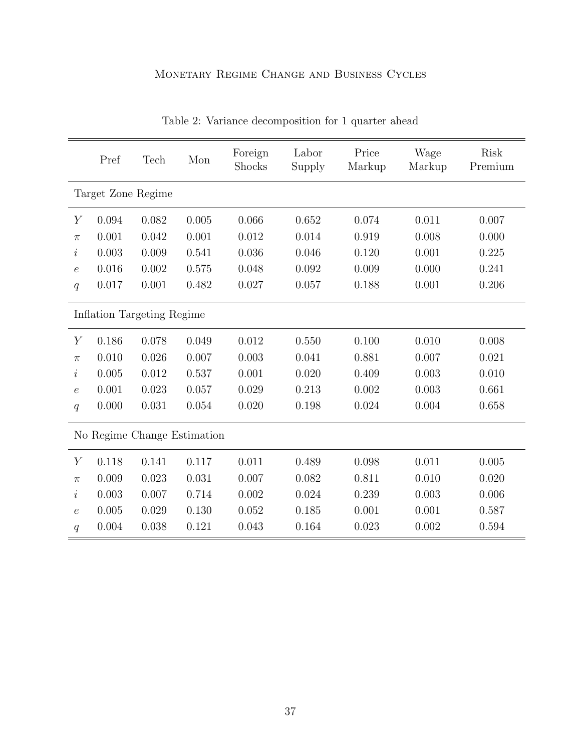Table 2: Variance decomposition for 1 quarter ahead

| | Pref | Tech | Mon | Foreign Shocks | Labor Supply | Price Markup | Wage Markup | Risk Premium |
|---|---|---|---|---|---|---|---|---|
| Target Zone Regime | | | | | | | | |
| $Y$ | 0.094 | 0.082 | 0.005 | 0.066 | 0.652 | 0.074 | 0.011 | 0.007 |
| $\pi$ | 0.001 | 0.042 | 0.001 | 0.012 | 0.014 | 0.919 | 0.008 | 0.000 |
| $i$ | 0.003 | 0.009 | 0.541 | 0.036 | 0.046 | 0.120 | 0.001 | 0.225 |
| $e$ | 0.016 | 0.002 | 0.575 | 0.048 | 0.092 | 0.009 | 0.000 | 0.241 |
| $q$ | 0.017 | 0.001 | 0.482 | 0.027 | 0.057 | 0.188 | 0.001 | 0.206 |
| Inflation Targeting Regime | | | | | | | | |
| $Y$ | 0.186 | 0.078 | 0.049 | 0.012 | 0.550 | 0.100 | 0.010 | 0.008 |
| $\pi$ | 0.010 | 0.026 | 0.007 | 0.003 | 0.041 | 0.881 | 0.007 | 0.021 |
| $i$ | 0.005 | 0.012 | 0.537 | 0.001 | 0.020 | 0.409 | 0.003 | 0.010 |
| $e$ | 0.001 | 0.023 | 0.057 | 0.029 | 0.213 | 0.002 | 0.003 | 0.661 |
| $q$ | 0.000 | 0.031 | 0.054 | 0.020 | 0.198 | 0.024 | 0.004 | 0.658 |
| No Regime Change Estimation | | | | | | | | |
| $Y$ | 0.118 | 0.141 | 0.117 | 0.011 | 0.489 | 0.098 | 0.011 | 0.005 |
| $\pi$ | 0.009 | 0.023 | 0.031 | 0.007 | 0.082 | 0.811 | 0.010 | 0.020 |
| $i$ | 0.003 | 0.007 | 0.714 | 0.002 | 0.024 | 0.239 | 0.003 | 0.006 |
| $e$ | 0.005 | 0.029 | 0.130 | 0.052 | 0.185 | 0.001 | 0.001 | 0.587 |
| $q$ | 0.004 | 0.038 | 0.121 | 0.043 | 0.164 | 0.023 | 0.002 | 0.594 |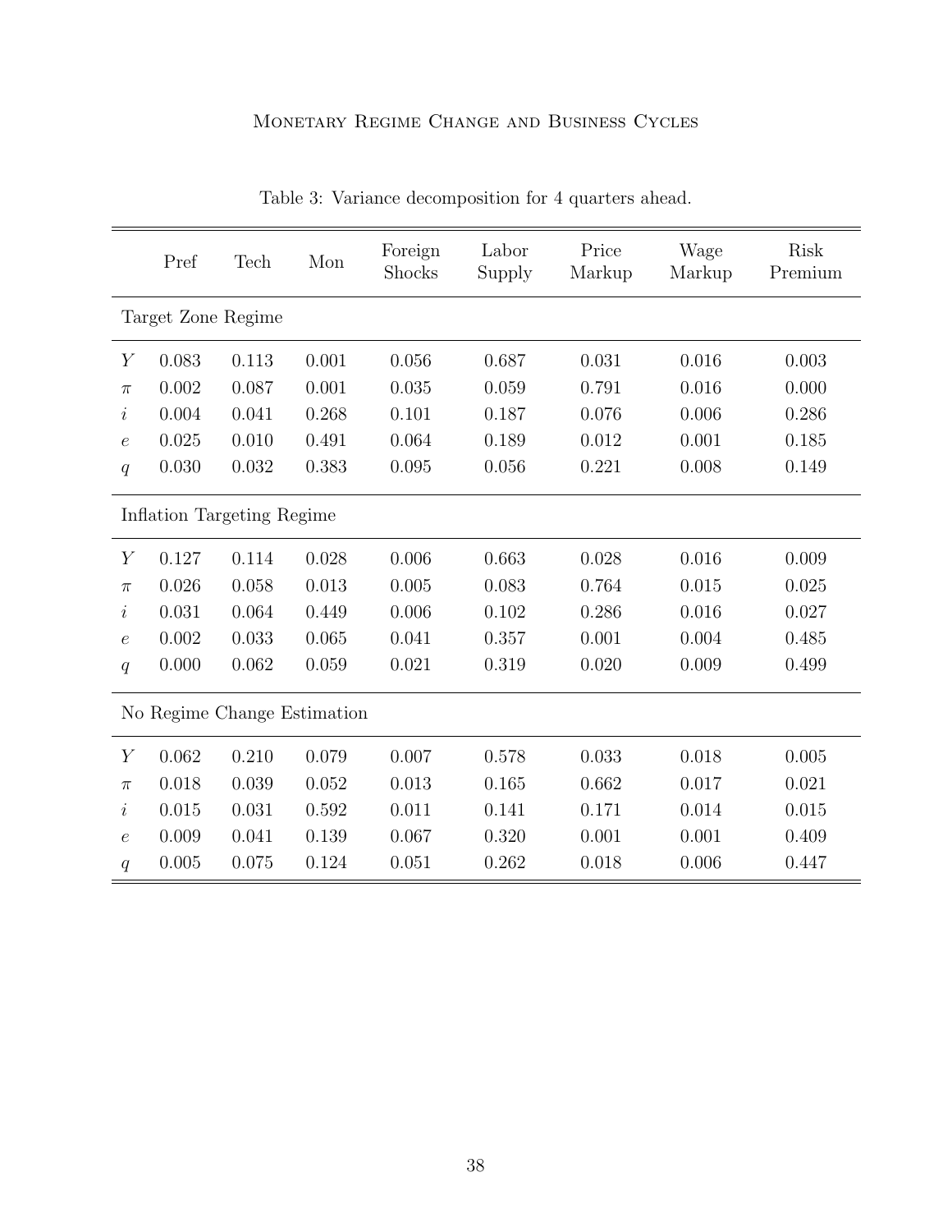Table 3: Variance decomposition for 4 quarters ahead.

| | Pref | Tech | Mon | Foreign Shocks | Labor Supply | Price Markup | Wage Markup | Risk Premium |
|---|---|---|---|---|---|---|---|---|
| Target Zone Regime | | | | | | | | |
| $Y$ | 0.083 | 0.113 | 0.001 | 0.056 | 0.687 | 0.031 | 0.016 | 0.003 |
| $\pi$ | 0.002 | 0.087 | 0.001 | 0.035 | 0.059 | 0.791 | 0.016 | 0.000 |
| $i$ | 0.004 | 0.041 | 0.268 | 0.101 | 0.187 | 0.076 | 0.006 | 0.286 |
| $e$ | 0.025 | 0.010 | 0.491 | 0.064 | 0.189 | 0.012 | 0.001 | 0.185 |
| $q$ | 0.030 | 0.032 | 0.383 | 0.095 | 0.056 | 0.221 | 0.008 | 0.149 |
| Inflation Targeting Regime | | | | | | | | |
| $Y$ | 0.127 | 0.114 | 0.028 | 0.006 | 0.663 | 0.028 | 0.016 | 0.009 |
| $\pi$ | 0.026 | 0.058 | 0.013 | 0.005 | 0.083 | 0.764 | 0.015 | 0.025 |
| $i$ | 0.031 | 0.064 | 0.449 | 0.006 | 0.102 | 0.286 | 0.016 | 0.027 |
| $e$ | 0.002 | 0.033 | 0.065 | 0.041 | 0.357 | 0.001 | 0.004 | 0.485 |
| $q$ | 0.000 | 0.062 | 0.059 | 0.021 | 0.319 | 0.020 | 0.009 | 0.499 |
| No Regime Change Estimation | | | | | | | | |
| $Y$ | 0.062 | 0.210 | 0.079 | 0.007 | 0.578 | 0.033 | 0.018 | 0.005 |
| $\pi$ | 0.018 | 0.039 | 0.052 | 0.013 | 0.165 | 0.662 | 0.017 | 0.021 |
| $i$ | 0.015 | 0.031 | 0.592 | 0.011 | 0.141 | 0.171 | 0.014 | 0.015 |
| $e$ | 0.009 | 0.041 | 0.139 | 0.067 | 0.320 | 0.001 | 0.001 | 0.409 |
| $q$ | 0.005 | 0.075 | 0.124 | 0.051 | 0.262 | 0.018 | 0.006 | 0.447 |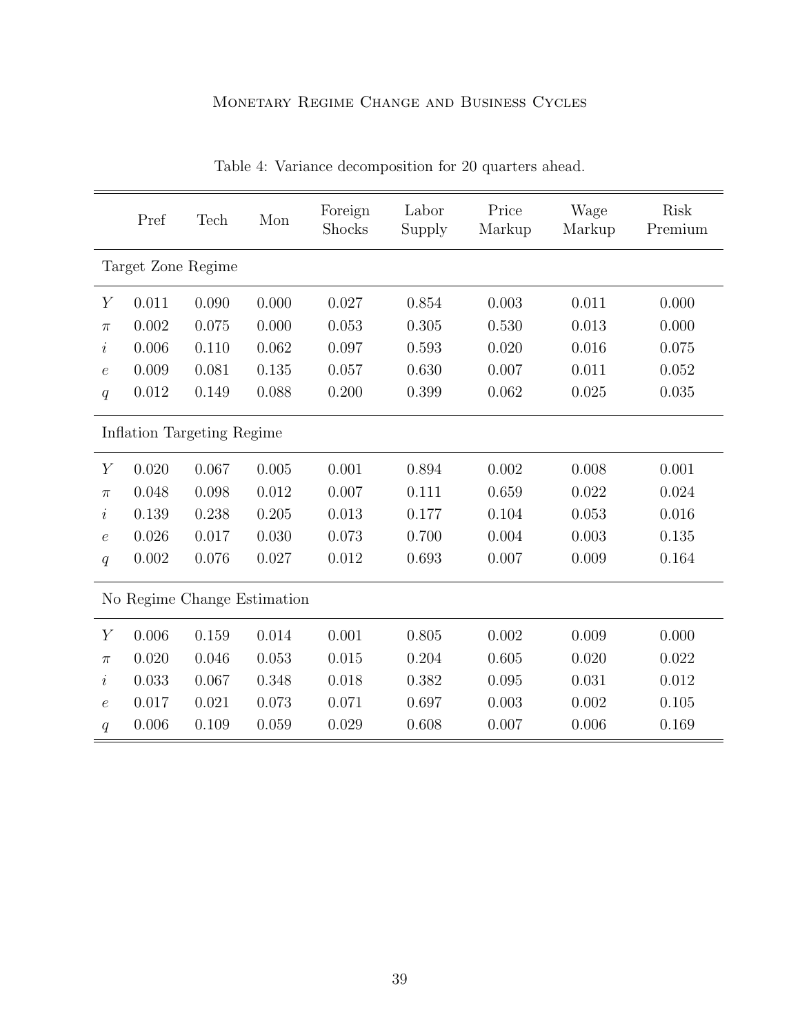Table 4: Variance decomposition for 20 quarters ahead.

| | Pref | Tech | Mon | Foreign Shocks | Labor Supply | Price Markup | Wage Markup | Risk Premium |
|---|---|---|---|---|---|---|---|---|
| Target Zone Regime | | | | | | | | |
| $Y$ | 0.011 | 0.090 | 0.000 | 0.027 | 0.854 | 0.003 | 0.011 | 0.000 |
| $\pi$ | 0.002 | 0.075 | 0.000 | 0.053 | 0.305 | 0.530 | 0.013 | 0.000 |
| $i$ | 0.006 | 0.110 | 0.062 | 0.097 | 0.593 | 0.020 | 0.016 | 0.075 |
| $e$ | 0.009 | 0.081 | 0.135 | 0.057 | 0.630 | 0.007 | 0.011 | 0.052 |
| $q$ | 0.012 | 0.149 | 0.088 | 0.200 | 0.399 | 0.062 | 0.025 | 0.035 |
| Inflation Targeting Regime | | | | | | | | |
| $Y$ | 0.020 | 0.067 | 0.005 | 0.001 | 0.894 | 0.002 | 0.008 | 0.001 |
| $\pi$ | 0.048 | 0.098 | 0.012 | 0.007 | 0.111 | 0.659 | 0.022 | 0.024 |
| $i$ | 0.139 | 0.238 | 0.205 | 0.013 | 0.177 | 0.104 | 0.053 | 0.016 |
| $e$ | 0.026 | 0.017 | 0.030 | 0.073 | 0.700 | 0.004 | 0.003 | 0.135 |
| $q$ | 0.002 | 0.076 | 0.027 | 0.012 | 0.693 | 0.007 | 0.009 | 0.164 |
| No Regime Change Estimation | | | | | | | | |
| $Y$ | 0.006 | 0.159 | 0.014 | 0.001 | 0.805 | 0.002 | 0.009 | 0.000 |
| $\pi$ | 0.020 | 0.046 | 0.053 | 0.015 | 0.204 | 0.605 | 0.020 | 0.022 |
| $i$ | 0.033 | 0.067 | 0.348 | 0.018 | 0.382 | 0.095 | 0.031 | 0.012 |
| $e$ | 0.017 | 0.021 | 0.073 | 0.071 | 0.697 | 0.003 | 0.002 | 0.105 |
| $q$ | 0.006 | 0.109 | 0.059 | 0.029 | 0.608 | 0.007 | 0.006 | 0.169 |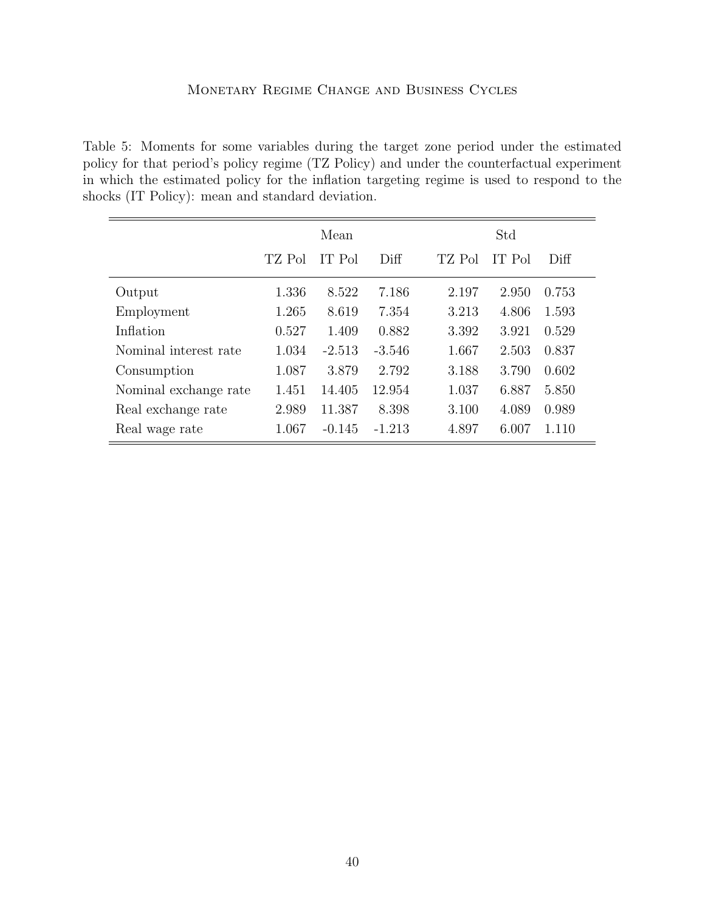Table 5: Moments for some variables during the target zone period under the estimated policy for that period's policy regime (TZ Policy) and under the counterfactual experiment in which the estimated policy for the inflation targeting regime is used to respond to the shocks (IT Policy): mean and standard deviation.

| | Mean | | | Std | | |
|---|---|---|---|---|---|---|
| | TZ Pol | IT Pol | Diff | TZ Pol | IT Pol | Diff |
| Output | 1.336 | 8.522 | 7.186 | 2.197 | 2.950 | 0.753 |
| Employment | 1.265 | 8.619 | 7.354 | 3.213 | 4.806 | 1.593 |
| Inflation | 0.527 | 1.409 | 0.882 | 3.392 | 3.921 | 0.529 |
| Nominal interest rate | 1.034 | -2.513 | -3.546 | 1.667 | 2.503 | 0.837 |
| Consumption | 1.087 | 3.879 | 2.792 | 3.188 | 3.790 | 0.602 |
| Nominal exchange rate | 1.451 | 14.405 | 12.954 | 1.037 | 6.887 | 5.850 |
| Real exchange rate | 2.989 | 11.387 | 8.398 | 3.100 | 4.089 | 0.989 |
| Real wage rate | 1.067 | -0.145 | -1.213 | 4.897 | 6.007 | 1.110 |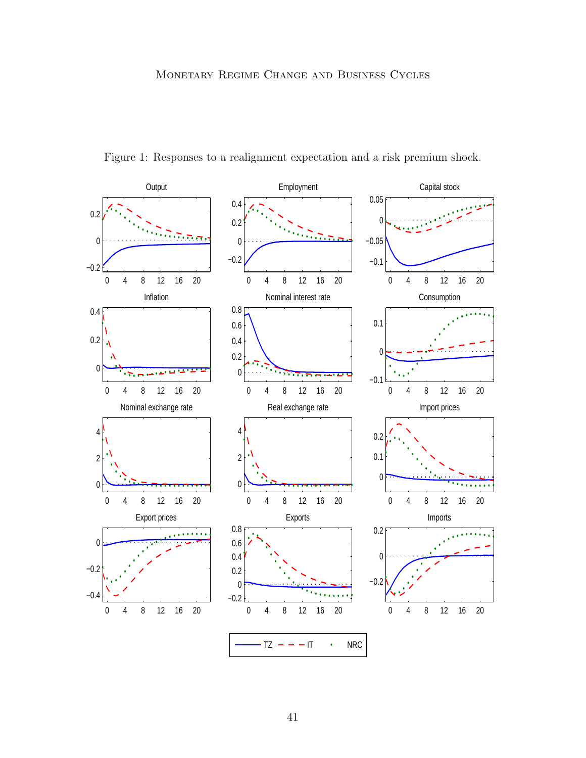Figure 1: Responses to a realignment expectation and a risk premium shock.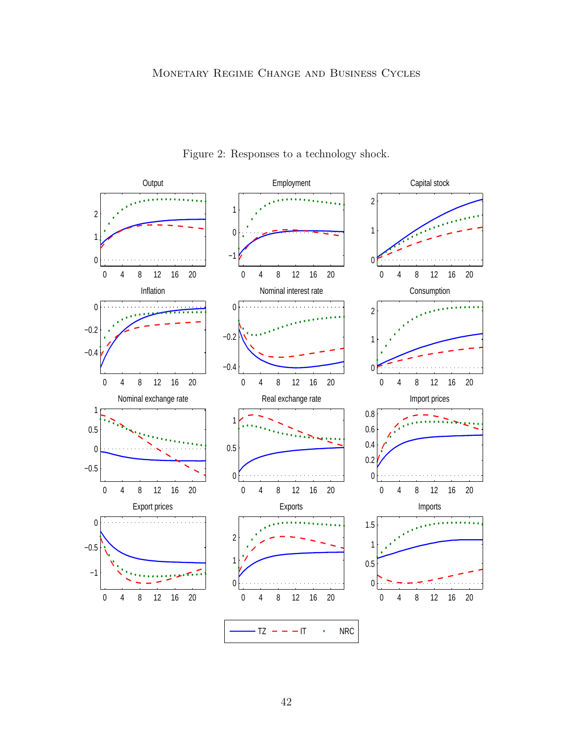Figure 2: Responses to a technology shock.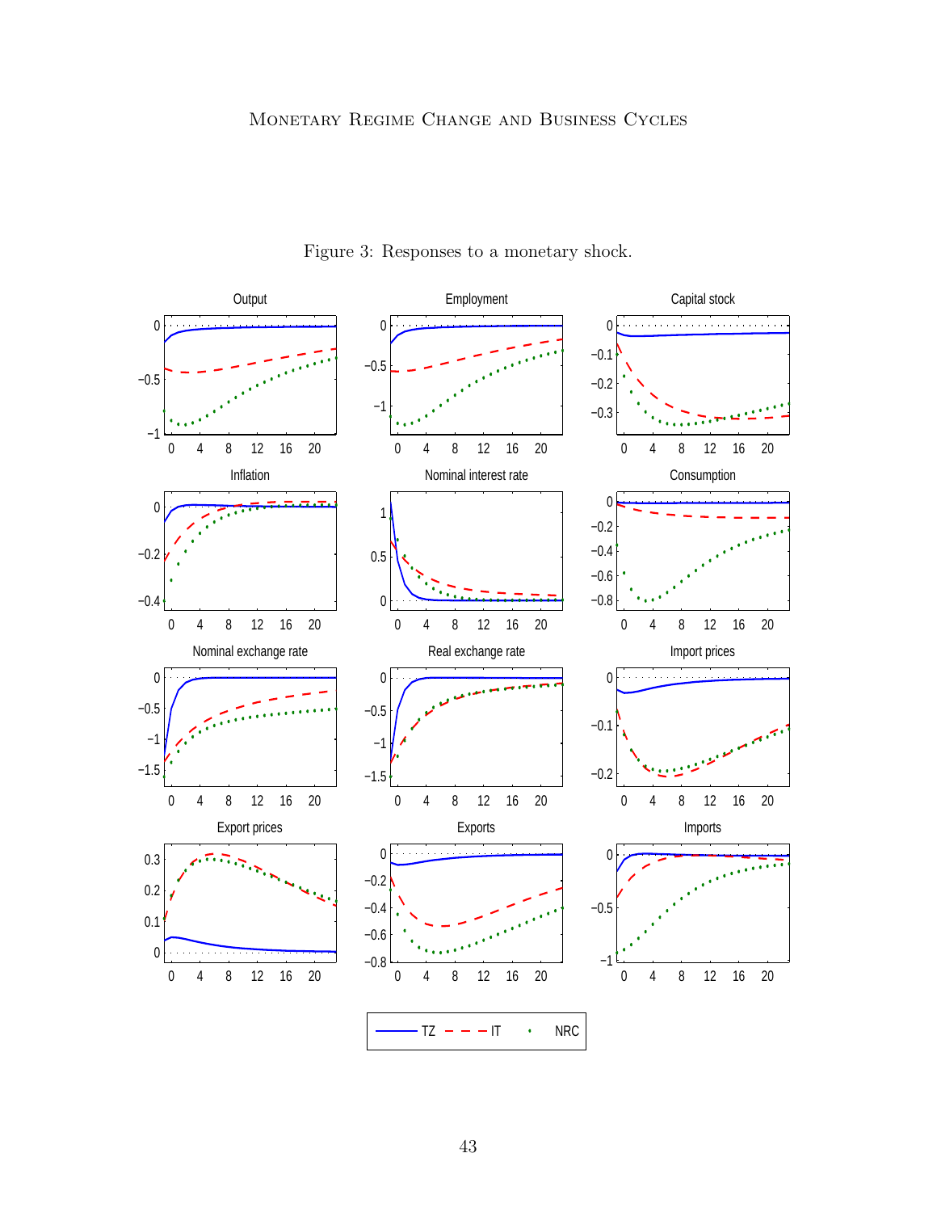Figure 3: Responses to a monetary shock.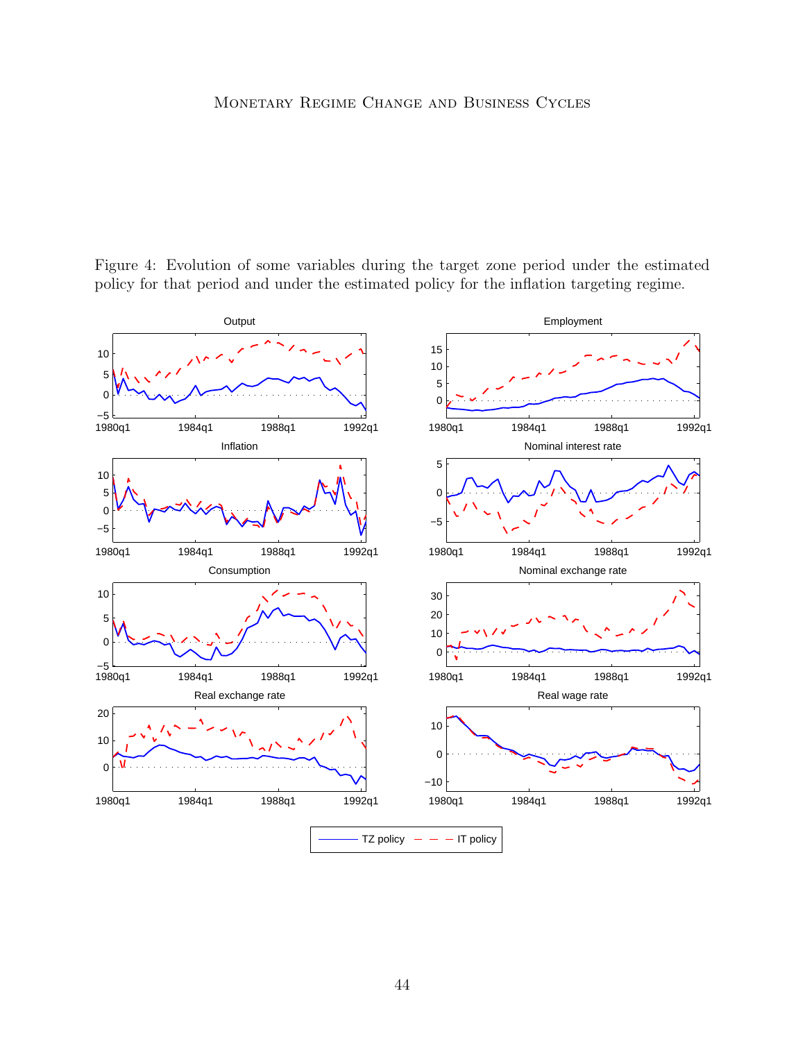Figure 4: Evolution of some variables during the target zone period under the estimated policy for that period and under the estimated policy for the inflation targeting regime.

Output

Employment

Inflation

Nominal interest rate

Consumption

Nominal exchange rate

Real exchange rate

Real wage rate

1980q1 1984q1 1988q1 1992q1

TZ policy — — IT policy